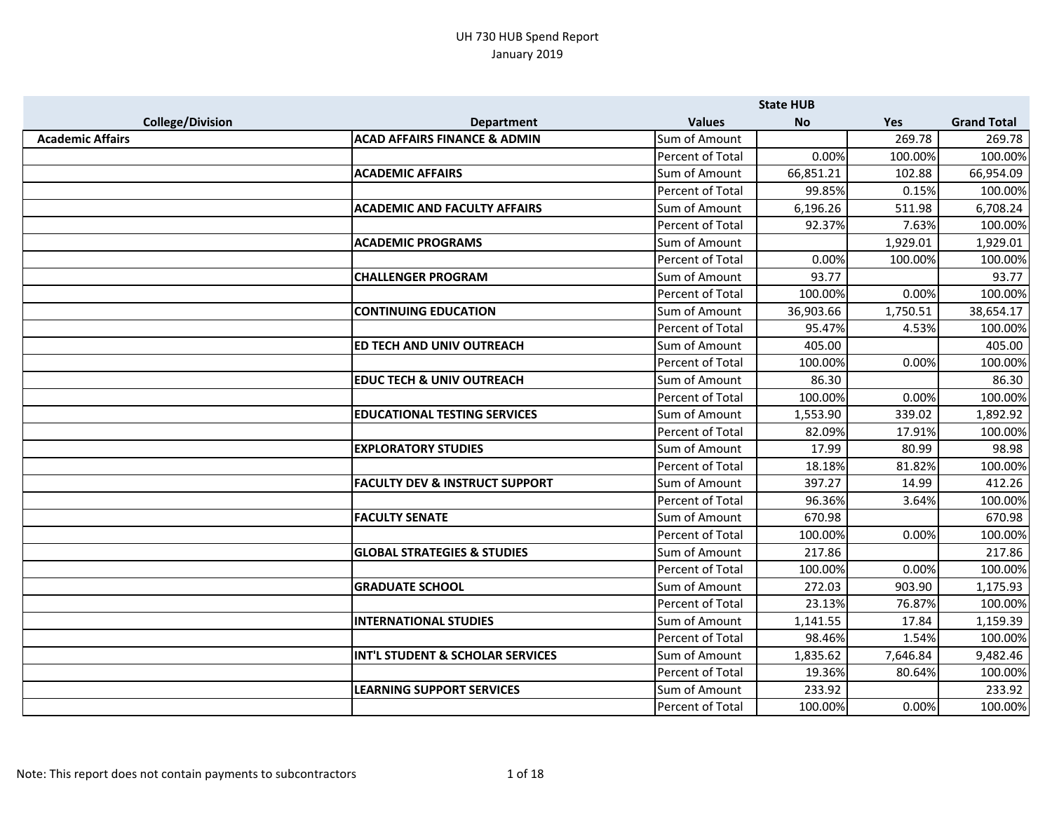# UH 730 HUB Spend Report
## January 2019

| College/Division | Department | Values | State HUB No | Yes | Grand Total |
|---|---|---|---|---|---|
| **Academic Affairs** | **ACAD AFFAIRS FINANCE & ADMIN** | Sum of Amount | | 269.78 | 269.78 |
| | | Percent of Total | 0.00% | 100.00% | 100.00% |
| | **ACADEMIC AFFAIRS** | Sum of Amount | 66,851.21 | 102.88 | 66,954.09 |
| | | Percent of Total | 99.85% | 0.15% | 100.00% |
| | **ACADEMIC AND FACULTY AFFAIRS** | Sum of Amount | 6,196.26 | 511.98 | 6,708.24 |
| | | Percent of Total | 92.37% | 7.63% | 100.00% |
| | **ACADEMIC PROGRAMS** | Sum of Amount | | 1,929.01 | 1,929.01 |
| | | Percent of Total | 0.00% | 100.00% | 100.00% |
| | **CHALLENGER PROGRAM** | Sum of Amount | 93.77 | | 93.77 |
| | | Percent of Total | 100.00% | 0.00% | 100.00% |
| | **CONTINUING EDUCATION** | Sum of Amount | 36,903.66 | 1,750.51 | 38,654.17 |
| | | Percent of Total | 95.47% | 4.53% | 100.00% |
| | **ED TECH AND UNIV OUTREACH** | Sum of Amount | 405.00 | | 405.00 |
| | | Percent of Total | 100.00% | 0.00% | 100.00% |
| | **EDUC TECH & UNIV OUTREACH** | Sum of Amount | 86.30 | | 86.30 |
| | | Percent of Total | 100.00% | 0.00% | 100.00% |
| | **EDUCATIONAL TESTING SERVICES** | Sum of Amount | 1,553.90 | 339.02 | 1,892.92 |
| | | Percent of Total | 82.09% | 17.91% | 100.00% |
| | **EXPLORATORY STUDIES** | Sum of Amount | 17.99 | 80.99 | 98.98 |
| | | Percent of Total | 18.18% | 81.82% | 100.00% |
| | **FACULTY DEV & INSTRUCT SUPPORT** | Sum of Amount | 397.27 | 14.99 | 412.26 |
| | | Percent of Total | 96.36% | 3.64% | 100.00% |
| | **FACULTY SENATE** | Sum of Amount | 670.98 | | 670.98 |
| | | Percent of Total | 100.00% | 0.00% | 100.00% |
| | **GLOBAL STRATEGIES & STUDIES** | Sum of Amount | 217.86 | | 217.86 |
| | | Percent of Total | 100.00% | 0.00% | 100.00% |
| | **GRADUATE SCHOOL** | Sum of Amount | 272.03 | 903.90 | 1,175.93 |
| | | Percent of Total | 23.13% | 76.87% | 100.00% |
| | **INTERNATIONAL STUDIES** | Sum of Amount | 1,141.55 | 17.84 | 1,159.39 |
| | | Percent of Total | 98.46% | 1.54% | 100.00% |
| | **INT'L STUDENT & SCHOLAR SERVICES** | Sum of Amount | 1,835.62 | 7,646.84 | 9,482.46 |
| | | Percent of Total | 19.36% | 80.64% | 100.00% |
| | **LEARNING SUPPORT SERVICES** | Sum of Amount | 233.92 | | 233.92 |
| | | Percent of Total | 100.00% | 0.00% | 100.00% |

Note: This report does not contain payments to subcontractors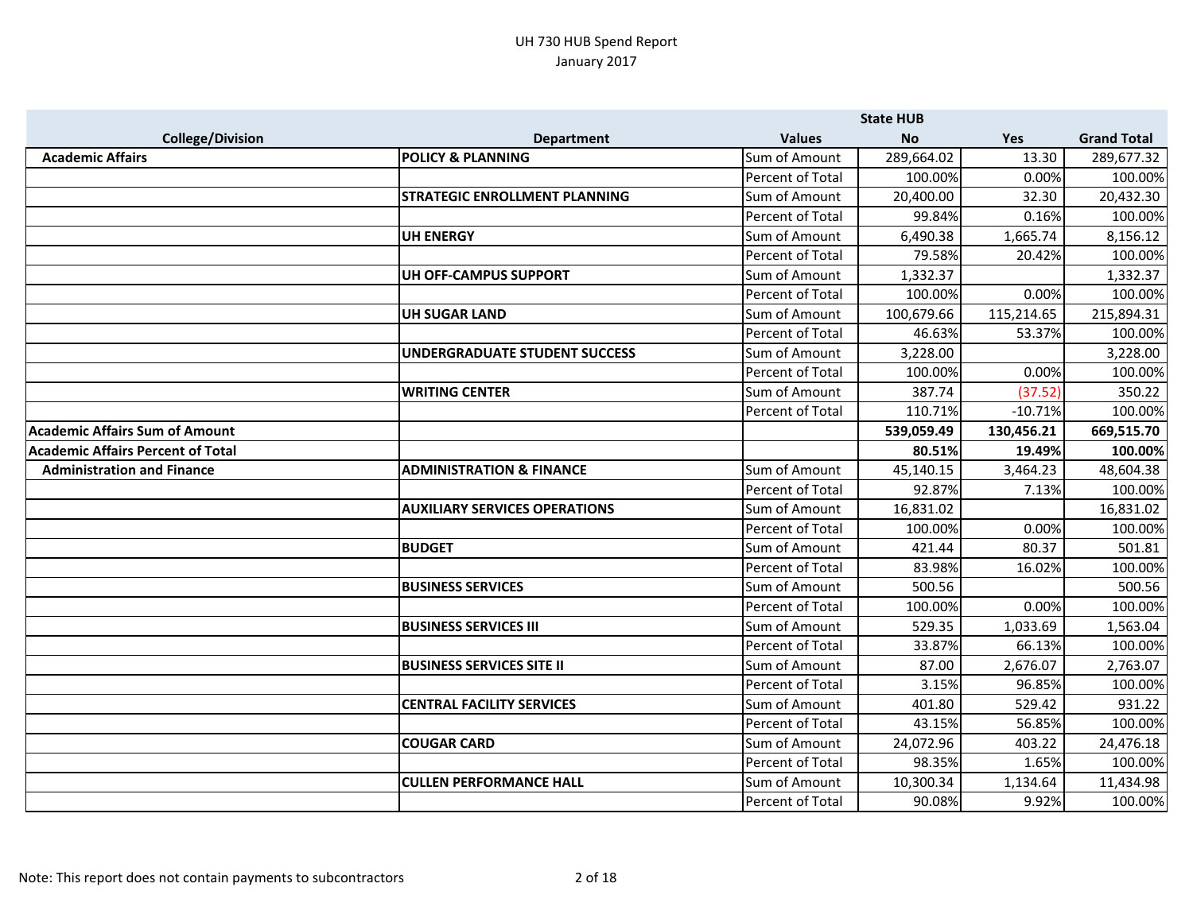UH 730 HUB Spend Report
January 2017

| College/Division | Department | Values | State HUB No | Yes | Grand Total |
|---|---|---|---|---|---|
| **Academic Affairs** | **POLICY & PLANNING** | Sum of Amount | 289,664.02 | 13.30 | 289,677.32 |
| | | Percent of Total | 100.00% | 0.00% | 100.00% |
| | **STRATEGIC ENROLLMENT PLANNING** | Sum of Amount | 20,400.00 | 32.30 | 20,432.30 |
| | | Percent of Total | 99.84% | 0.16% | 100.00% |
| | **UH ENERGY** | Sum of Amount | 6,490.38 | 1,665.74 | 8,156.12 |
| | | Percent of Total | 79.58% | 20.42% | 100.00% |
| | **UH OFF-CAMPUS SUPPORT** | Sum of Amount | 1,332.37 | | 1,332.37 |
| | | Percent of Total | 100.00% | 0.00% | 100.00% |
| | **UH SUGAR LAND** | Sum of Amount | 100,679.66 | 115,214.65 | 215,894.31 |
| | | Percent of Total | 46.63% | 53.37% | 100.00% |
| | **UNDERGRADUATE STUDENT SUCCESS** | Sum of Amount | 3,228.00 | | 3,228.00 |
| | | Percent of Total | 100.00% | 0.00% | 100.00% |
| | **WRITING CENTER** | Sum of Amount | 387.74 | (37.52) | 350.22 |
| | | Percent of Total | 110.71% | -10.71% | 100.00% |
| **Academic Affairs Sum of Amount** | | | **539,059.49** | **130,456.21** | **669,515.70** |
| **Academic Affairs Percent of Total** | | | **80.51%** | **19.49%** | **100.00%** |
| **Administration and Finance** | **ADMINISTRATION & FINANCE** | Sum of Amount | 45,140.15 | 3,464.23 | 48,604.38 |
| | | Percent of Total | 92.87% | 7.13% | 100.00% |
| | **AUXILIARY SERVICES OPERATIONS** | Sum of Amount | 16,831.02 | | 16,831.02 |
| | | Percent of Total | 100.00% | 0.00% | 100.00% |
| | **BUDGET** | Sum of Amount | 421.44 | 80.37 | 501.81 |
| | | Percent of Total | 83.98% | 16.02% | 100.00% |
| | **BUSINESS SERVICES** | Sum of Amount | 500.56 | | 500.56 |
| | | Percent of Total | 100.00% | 0.00% | 100.00% |
| | **BUSINESS SERVICES III** | Sum of Amount | 529.35 | 1,033.69 | 1,563.04 |
| | | Percent of Total | 33.87% | 66.13% | 100.00% |
| | **BUSINESS SERVICES SITE II** | Sum of Amount | 87.00 | 2,676.07 | 2,763.07 |
| | | Percent of Total | 3.15% | 96.85% | 100.00% |
| | **CENTRAL FACILITY SERVICES** | Sum of Amount | 401.80 | 529.42 | 931.22 |
| | | Percent of Total | 43.15% | 56.85% | 100.00% |
| | **COUGAR CARD** | Sum of Amount | 24,072.96 | 403.22 | 24,476.18 |
| | | Percent of Total | 98.35% | 1.65% | 100.00% |
| | **CULLEN PERFORMANCE HALL** | Sum of Amount | 10,300.34 | 1,134.64 | 11,434.98 |
| | | Percent of Total | 90.08% | 9.92% | 100.00% |

Note: This report does not contain payments to subcontractors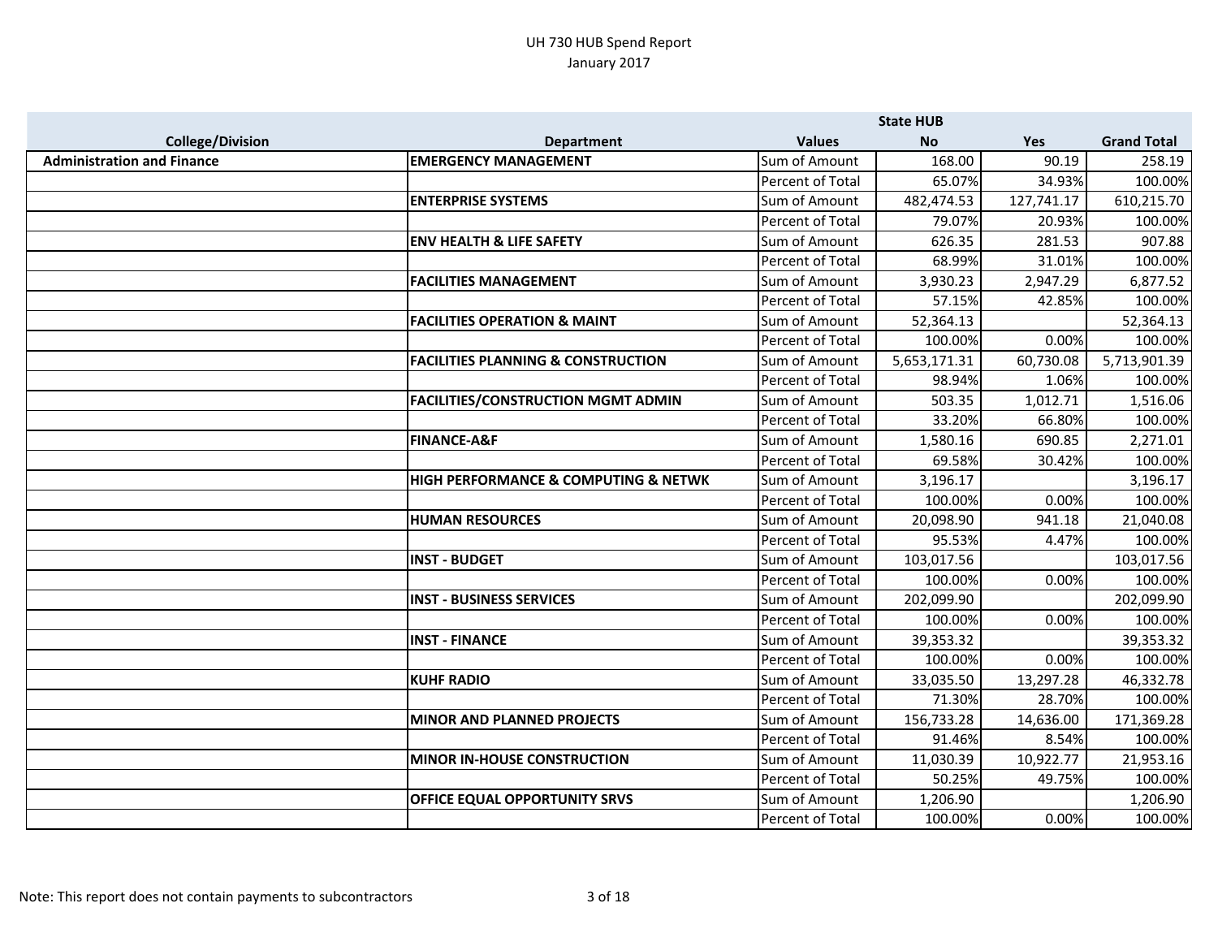UH 730 HUB Spend Report
January 2017

| College/Division | Department | Values | State HUB No | State HUB Yes | Grand Total |
|---|---|---|---|---|---|
| **Administration and Finance** | **EMERGENCY MANAGEMENT** | Sum of Amount | 168.00 | 90.19 | 258.19 |
| | | Percent of Total | 65.07% | 34.93% | 100.00% |
| | **ENTERPRISE SYSTEMS** | Sum of Amount | 482,474.53 | 127,741.17 | 610,215.70 |
| | | Percent of Total | 79.07% | 20.93% | 100.00% |
| | **ENV HEALTH & LIFE SAFETY** | Sum of Amount | 626.35 | 281.53 | 907.88 |
| | | Percent of Total | 68.99% | 31.01% | 100.00% |
| | **FACILITIES MANAGEMENT** | Sum of Amount | 3,930.23 | 2,947.29 | 6,877.52 |
| | | Percent of Total | 57.15% | 42.85% | 100.00% |
| | **FACILITIES OPERATION & MAINT** | Sum of Amount | 52,364.13 | | 52,364.13 |
| | | Percent of Total | 100.00% | 0.00% | 100.00% |
| | **FACILITIES PLANNING & CONSTRUCTION** | Sum of Amount | 5,653,171.31 | 60,730.08 | 5,713,901.39 |
| | | Percent of Total | 98.94% | 1.06% | 100.00% |
| | **FACILITIES/CONSTRUCTION MGMT ADMIN** | Sum of Amount | 503.35 | 1,012.71 | 1,516.06 |
| | | Percent of Total | 33.20% | 66.80% | 100.00% |
| | **FINANCE-A&F** | Sum of Amount | 1,580.16 | 690.85 | 2,271.01 |
| | | Percent of Total | 69.58% | 30.42% | 100.00% |
| | **HIGH PERFORMANCE & COMPUTING & NETWK** | Sum of Amount | 3,196.17 | | 3,196.17 |
| | | Percent of Total | 100.00% | 0.00% | 100.00% |
| | **HUMAN RESOURCES** | Sum of Amount | 20,098.90 | 941.18 | 21,040.08 |
| | | Percent of Total | 95.53% | 4.47% | 100.00% |
| | **INST - BUDGET** | Sum of Amount | 103,017.56 | | 103,017.56 |
| | | Percent of Total | 100.00% | 0.00% | 100.00% |
| | **INST - BUSINESS SERVICES** | Sum of Amount | 202,099.90 | | 202,099.90 |
| | | Percent of Total | 100.00% | 0.00% | 100.00% |
| | **INST - FINANCE** | Sum of Amount | 39,353.32 | | 39,353.32 |
| | | Percent of Total | 100.00% | 0.00% | 100.00% |
| | **KUHF RADIO** | Sum of Amount | 33,035.50 | 13,297.28 | 46,332.78 |
| | | Percent of Total | 71.30% | 28.70% | 100.00% |
| | **MINOR AND PLANNED PROJECTS** | Sum of Amount | 156,733.28 | 14,636.00 | 171,369.28 |
| | | Percent of Total | 91.46% | 8.54% | 100.00% |
| | **MINOR IN-HOUSE CONSTRUCTION** | Sum of Amount | 11,030.39 | 10,922.77 | 21,953.16 |
| | | Percent of Total | 50.25% | 49.75% | 100.00% |
| | **OFFICE EQUAL OPPORTUNITY SRVS** | Sum of Amount | 1,206.90 | | 1,206.90 |
| | | Percent of Total | 100.00% | 0.00% | 100.00% |

Note: This report does not contain payments to subcontractors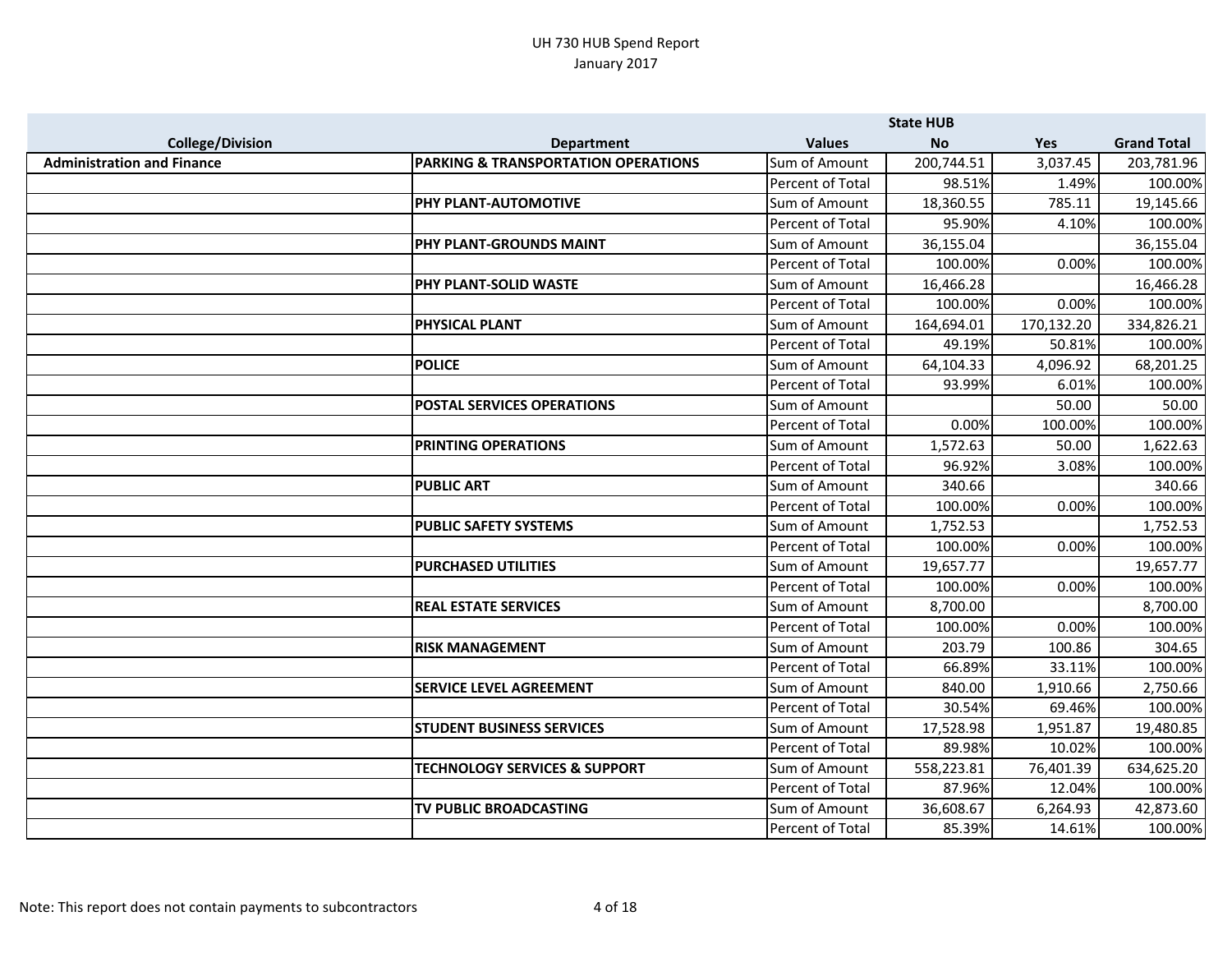UH 730 HUB Spend Report
January 2017

| College/Division | Department | Values | State HUB No | Yes | Grand Total |
|---|---|---|---|---|---|
| **Administration and Finance** | **PARKING & TRANSPORTATION OPERATIONS** | Sum of Amount | 200,744.51 | 3,037.45 | 203,781.96 |
| | | Percent of Total | 98.51% | 1.49% | 100.00% |
| | **PHY PLANT-AUTOMOTIVE** | Sum of Amount | 18,360.55 | 785.11 | 19,145.66 |
| | | Percent of Total | 95.90% | 4.10% | 100.00% |
| | **PHY PLANT-GROUNDS MAINT** | Sum of Amount | 36,155.04 | | 36,155.04 |
| | | Percent of Total | 100.00% | 0.00% | 100.00% |
| | **PHY PLANT-SOLID WASTE** | Sum of Amount | 16,466.28 | | 16,466.28 |
| | | Percent of Total | 100.00% | 0.00% | 100.00% |
| | **PHYSICAL PLANT** | Sum of Amount | 164,694.01 | 170,132.20 | 334,826.21 |
| | | Percent of Total | 49.19% | 50.81% | 100.00% |
| | **POLICE** | Sum of Amount | 64,104.33 | 4,096.92 | 68,201.25 |
| | | Percent of Total | 93.99% | 6.01% | 100.00% |
| | **POSTAL SERVICES OPERATIONS** | Sum of Amount | | 50.00 | 50.00 |
| | | Percent of Total | 0.00% | 100.00% | 100.00% |
| | **PRINTING OPERATIONS** | Sum of Amount | 1,572.63 | 50.00 | 1,622.63 |
| | | Percent of Total | 96.92% | 3.08% | 100.00% |
| | **PUBLIC ART** | Sum of Amount | 340.66 | | 340.66 |
| | | Percent of Total | 100.00% | 0.00% | 100.00% |
| | **PUBLIC SAFETY SYSTEMS** | Sum of Amount | 1,752.53 | | 1,752.53 |
| | | Percent of Total | 100.00% | 0.00% | 100.00% |
| | **PURCHASED UTILITIES** | Sum of Amount | 19,657.77 | | 19,657.77 |
| | | Percent of Total | 100.00% | 0.00% | 100.00% |
| | **REAL ESTATE SERVICES** | Sum of Amount | 8,700.00 | | 8,700.00 |
| | | Percent of Total | 100.00% | 0.00% | 100.00% |
| | **RISK MANAGEMENT** | Sum of Amount | 203.79 | 100.86 | 304.65 |
| | | Percent of Total | 66.89% | 33.11% | 100.00% |
| | **SERVICE LEVEL AGREEMENT** | Sum of Amount | 840.00 | 1,910.66 | 2,750.66 |
| | | Percent of Total | 30.54% | 69.46% | 100.00% |
| | **STUDENT BUSINESS SERVICES** | Sum of Amount | 17,528.98 | 1,951.87 | 19,480.85 |
| | | Percent of Total | 89.98% | 10.02% | 100.00% |
| | **TECHNOLOGY SERVICES & SUPPORT** | Sum of Amount | 558,223.81 | 76,401.39 | 634,625.20 |
| | | Percent of Total | 87.96% | 12.04% | 100.00% |
| | **TV PUBLIC BROADCASTING** | Sum of Amount | 36,608.67 | 6,264.93 | 42,873.60 |
| | | Percent of Total | 85.39% | 14.61% | 100.00% |

Note: This report does not contain payments to subcontractors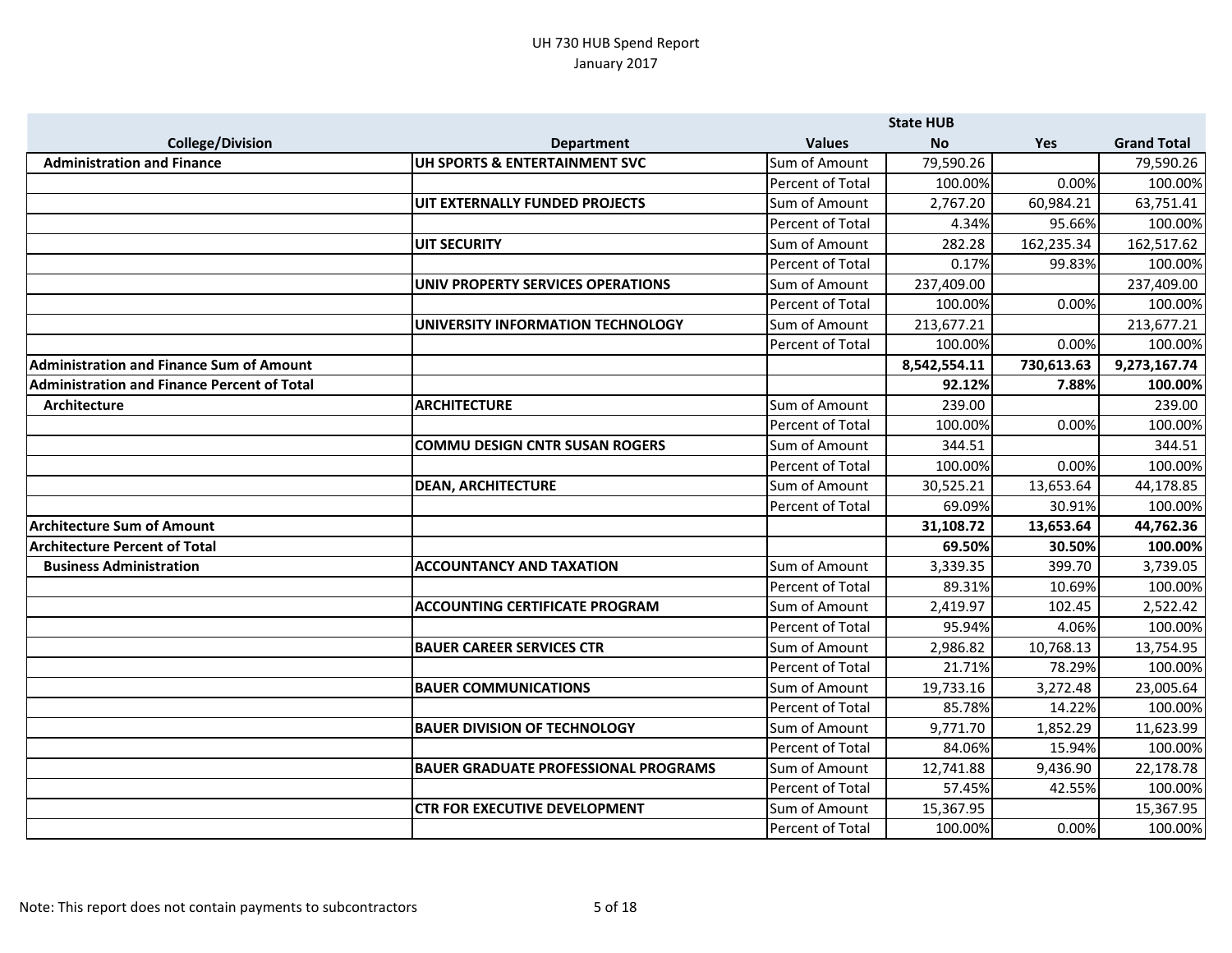UH 730 HUB Spend Report
January 2017

| College/Division | Department | Values | State HUB No | Yes | Grand Total |
|---|---|---|---|---|---|
| Administration and Finance | UH SPORTS & ENTERTAINMENT SVC | Sum of Amount | 79,590.26 | | 79,590.26 |
| | | Percent of Total | 100.00% | 0.00% | 100.00% |
| | UIT EXTERNALLY FUNDED PROJECTS | Sum of Amount | 2,767.20 | 60,984.21 | 63,751.41 |
| | | Percent of Total | 4.34% | 95.66% | 100.00% |
| | UIT SECURITY | Sum of Amount | 282.28 | 162,235.34 | 162,517.62 |
| | | Percent of Total | 0.17% | 99.83% | 100.00% |
| | UNIV PROPERTY SERVICES OPERATIONS | Sum of Amount | 237,409.00 | | 237,409.00 |
| | | Percent of Total | 100.00% | 0.00% | 100.00% |
| | UNIVERSITY INFORMATION TECHNOLOGY | Sum of Amount | 213,677.21 | | 213,677.21 |
| | | Percent of Total | 100.00% | 0.00% | 100.00% |
| **Administration and Finance Sum of Amount** | | | **8,542,554.11** | **730,613.63** | **9,273,167.74** |
| **Administration and Finance Percent of Total** | | | **92.12%** | **7.88%** | **100.00%** |
| Architecture | ARCHITECTURE | Sum of Amount | 239.00 | | 239.00 |
| | | Percent of Total | 100.00% | 0.00% | 100.00% |
| | COMMU DESIGN CNTR SUSAN ROGERS | Sum of Amount | 344.51 | | 344.51 |
| | | Percent of Total | 100.00% | 0.00% | 100.00% |
| | DEAN, ARCHITECTURE | Sum of Amount | 30,525.21 | 13,653.64 | 44,178.85 |
| | | Percent of Total | 69.09% | 30.91% | 100.00% |
| **Architecture Sum of Amount** | | | **31,108.72** | **13,653.64** | **44,762.36** |
| **Architecture Percent of Total** | | | **69.50%** | **30.50%** | **100.00%** |
| Business Administration | ACCOUNTANCY AND TAXATION | Sum of Amount | 3,339.35 | 399.70 | 3,739.05 |
| | | Percent of Total | 89.31% | 10.69% | 100.00% |
| | ACCOUNTING CERTIFICATE PROGRAM | Sum of Amount | 2,419.97 | 102.45 | 2,522.42 |
| | | Percent of Total | 95.94% | 4.06% | 100.00% |
| | BAUER CAREER SERVICES CTR | Sum of Amount | 2,986.82 | 10,768.13 | 13,754.95 |
| | | Percent of Total | 21.71% | 78.29% | 100.00% |
| | BAUER COMMUNICATIONS | Sum of Amount | 19,733.16 | 3,272.48 | 23,005.64 |
| | | Percent of Total | 85.78% | 14.22% | 100.00% |
| | BAUER DIVISION OF TECHNOLOGY | Sum of Amount | 9,771.70 | 1,852.29 | 11,623.99 |
| | | Percent of Total | 84.06% | 15.94% | 100.00% |
| | BAUER GRADUATE PROFESSIONAL PROGRAMS | Sum of Amount | 12,741.88 | 9,436.90 | 22,178.78 |
| | | Percent of Total | 57.45% | 42.55% | 100.00% |
| | CTR FOR EXECUTIVE DEVELOPMENT | Sum of Amount | 15,367.95 | | 15,367.95 |
| | | Percent of Total | 100.00% | 0.00% | 100.00% |

Note: This report does not contain payments to subcontractors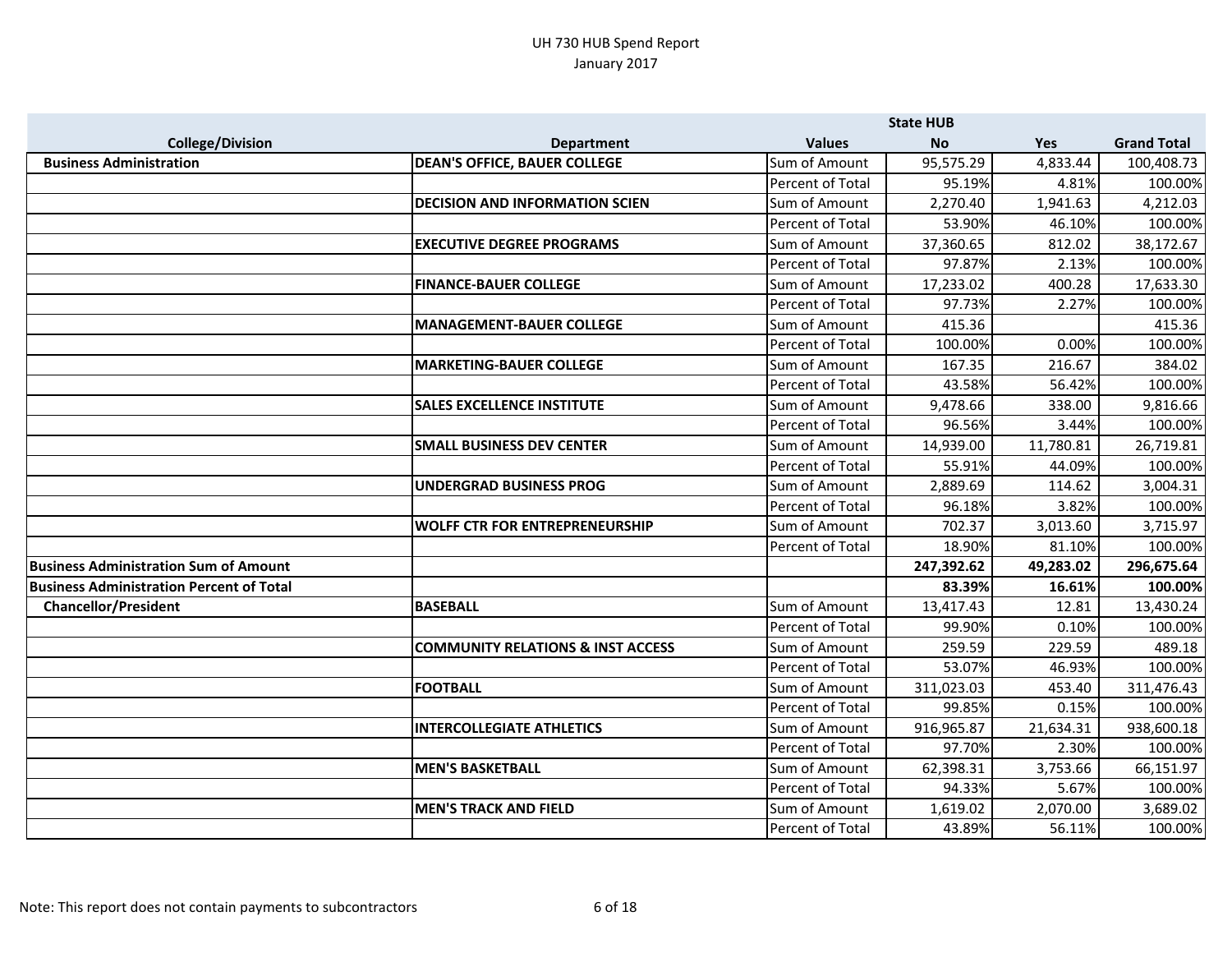# UH 730 HUB Spend Report

January 2017

| College/Division | Department | Values | State HUB No | Yes | Grand Total |
|---|---|---|---|---|---|
| Business Administration | DEAN'S OFFICE, BAUER COLLEGE | Sum of Amount | 95,575.29 | 4,833.44 | 100,408.73 |
| | | Percent of Total | 95.19% | 4.81% | 100.00% |
| | DECISION AND INFORMATION SCIEN | Sum of Amount | 2,270.40 | 1,941.63 | 4,212.03 |
| | | Percent of Total | 53.90% | 46.10% | 100.00% |
| | EXECUTIVE DEGREE PROGRAMS | Sum of Amount | 37,360.65 | 812.02 | 38,172.67 |
| | | Percent of Total | 97.87% | 2.13% | 100.00% |
| | FINANCE-BAUER COLLEGE | Sum of Amount | 17,233.02 | 400.28 | 17,633.30 |
| | | Percent of Total | 97.73% | 2.27% | 100.00% |
| | MANAGEMENT-BAUER COLLEGE | Sum of Amount | 415.36 | | 415.36 |
| | | Percent of Total | 100.00% | 0.00% | 100.00% |
| | MARKETING-BAUER COLLEGE | Sum of Amount | 167.35 | 216.67 | 384.02 |
| | | Percent of Total | 43.58% | 56.42% | 100.00% |
| | SALES EXCELLENCE INSTITUTE | Sum of Amount | 9,478.66 | 338.00 | 9,816.66 |
| | | Percent of Total | 96.56% | 3.44% | 100.00% |
| | SMALL BUSINESS DEV CENTER | Sum of Amount | 14,939.00 | 11,780.81 | 26,719.81 |
| | | Percent of Total | 55.91% | 44.09% | 100.00% |
| | UNDERGRAD BUSINESS PROG | Sum of Amount | 2,889.69 | 114.62 | 3,004.31 |
| | | Percent of Total | 96.18% | 3.82% | 100.00% |
| | WOLFF CTR FOR ENTREPRENEURSHIP | Sum of Amount | 702.37 | 3,013.60 | 3,715.97 |
| | | Percent of Total | 18.90% | 81.10% | 100.00% |
| **Business Administration Sum of Amount** | | | **247,392.62** | **49,283.02** | **296,675.64** |
| **Business Administration Percent of Total** | | | **83.39%** | **16.61%** | **100.00%** |
| Chancellor/President | BASEBALL | Sum of Amount | 13,417.43 | 12.81 | 13,430.24 |
| | | Percent of Total | 99.90% | 0.10% | 100.00% |
| | COMMUNITY RELATIONS & INST ACCESS | Sum of Amount | 259.59 | 229.59 | 489.18 |
| | | Percent of Total | 53.07% | 46.93% | 100.00% |
| | FOOTBALL | Sum of Amount | 311,023.03 | 453.40 | 311,476.43 |
| | | Percent of Total | 99.85% | 0.15% | 100.00% |
| | INTERCOLLEGIATE ATHLETICS | Sum of Amount | 916,965.87 | 21,634.31 | 938,600.18 |
| | | Percent of Total | 97.70% | 2.30% | 100.00% |
| | MEN'S BASKETBALL | Sum of Amount | 62,398.31 | 3,753.66 | 66,151.97 |
| | | Percent of Total | 94.33% | 5.67% | 100.00% |
| | MEN'S TRACK AND FIELD | Sum of Amount | 1,619.02 | 2,070.00 | 3,689.02 |
| | | Percent of Total | 43.89% | 56.11% | 100.00% |

Note: This report does not contain payments to subcontractors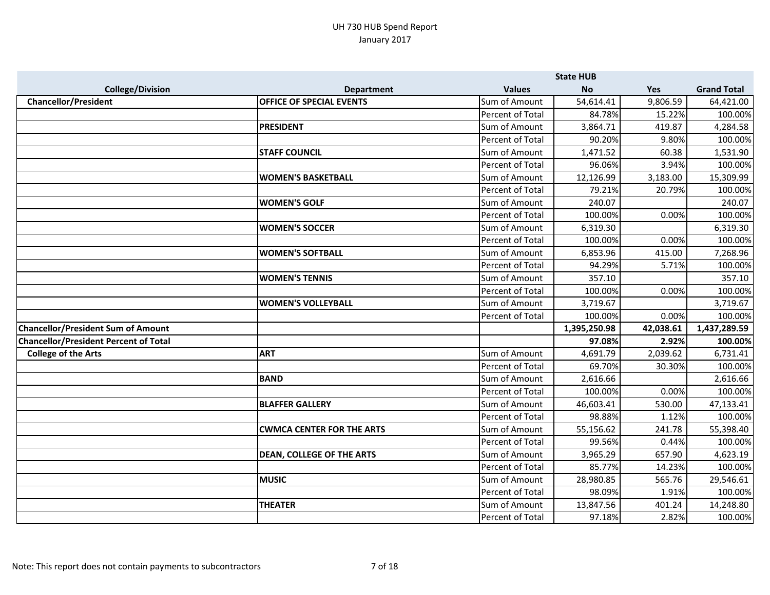# UH 730 HUB Spend Report

January 2017

| College/Division | Department | Values | State HUB No | Yes | Grand Total |
|---|---|---|---|---|---|
| **Chancellor/President** | **OFFICE OF SPECIAL EVENTS** | Sum of Amount | 54,614.41 | 9,806.59 | 64,421.00 |
| | | Percent of Total | 84.78% | 15.22% | 100.00% |
| | **PRESIDENT** | Sum of Amount | 3,864.71 | 419.87 | 4,284.58 |
| | | Percent of Total | 90.20% | 9.80% | 100.00% |
| | **STAFF COUNCIL** | Sum of Amount | 1,471.52 | 60.38 | 1,531.90 |
| | | Percent of Total | 96.06% | 3.94% | 100.00% |
| | **WOMEN'S BASKETBALL** | Sum of Amount | 12,126.99 | 3,183.00 | 15,309.99 |
| | | Percent of Total | 79.21% | 20.79% | 100.00% |
| | **WOMEN'S GOLF** | Sum of Amount | 240.07 | | 240.07 |
| | | Percent of Total | 100.00% | 0.00% | 100.00% |
| | **WOMEN'S SOCCER** | Sum of Amount | 6,319.30 | | 6,319.30 |
| | | Percent of Total | 100.00% | 0.00% | 100.00% |
| | **WOMEN'S SOFTBALL** | Sum of Amount | 6,853.96 | 415.00 | 7,268.96 |
| | | Percent of Total | 94.29% | 5.71% | 100.00% |
| | **WOMEN'S TENNIS** | Sum of Amount | 357.10 | | 357.10 |
| | | Percent of Total | 100.00% | 0.00% | 100.00% |
| | **WOMEN'S VOLLEYBALL** | Sum of Amount | 3,719.67 | | 3,719.67 |
| | | Percent of Total | 100.00% | 0.00% | 100.00% |
| **Chancellor/President Sum of Amount** | | | **1,395,250.98** | **42,038.61** | **1,437,289.59** |
| **Chancellor/President Percent of Total** | | | **97.08%** | **2.92%** | **100.00%** |
| **College of the Arts** | **ART** | Sum of Amount | 4,691.79 | 2,039.62 | 6,731.41 |
| | | Percent of Total | 69.70% | 30.30% | 100.00% |
| | **BAND** | Sum of Amount | 2,616.66 | | 2,616.66 |
| | | Percent of Total | 100.00% | 0.00% | 100.00% |
| | **BLAFFER GALLERY** | Sum of Amount | 46,603.41 | 530.00 | 47,133.41 |
| | | Percent of Total | 98.88% | 1.12% | 100.00% |
| | **CWMCA CENTER FOR THE ARTS** | Sum of Amount | 55,156.62 | 241.78 | 55,398.40 |
| | | Percent of Total | 99.56% | 0.44% | 100.00% |
| | **DEAN, COLLEGE OF THE ARTS** | Sum of Amount | 3,965.29 | 657.90 | 4,623.19 |
| | | Percent of Total | 85.77% | 14.23% | 100.00% |
| | **MUSIC** | Sum of Amount | 28,980.85 | 565.76 | 29,546.61 |
| | | Percent of Total | 98.09% | 1.91% | 100.00% |
| | **THEATER** | Sum of Amount | 13,847.56 | 401.24 | 14,248.80 |
| | | Percent of Total | 97.18% | 2.82% | 100.00% |

Note: This report does not contain payments to subcontractors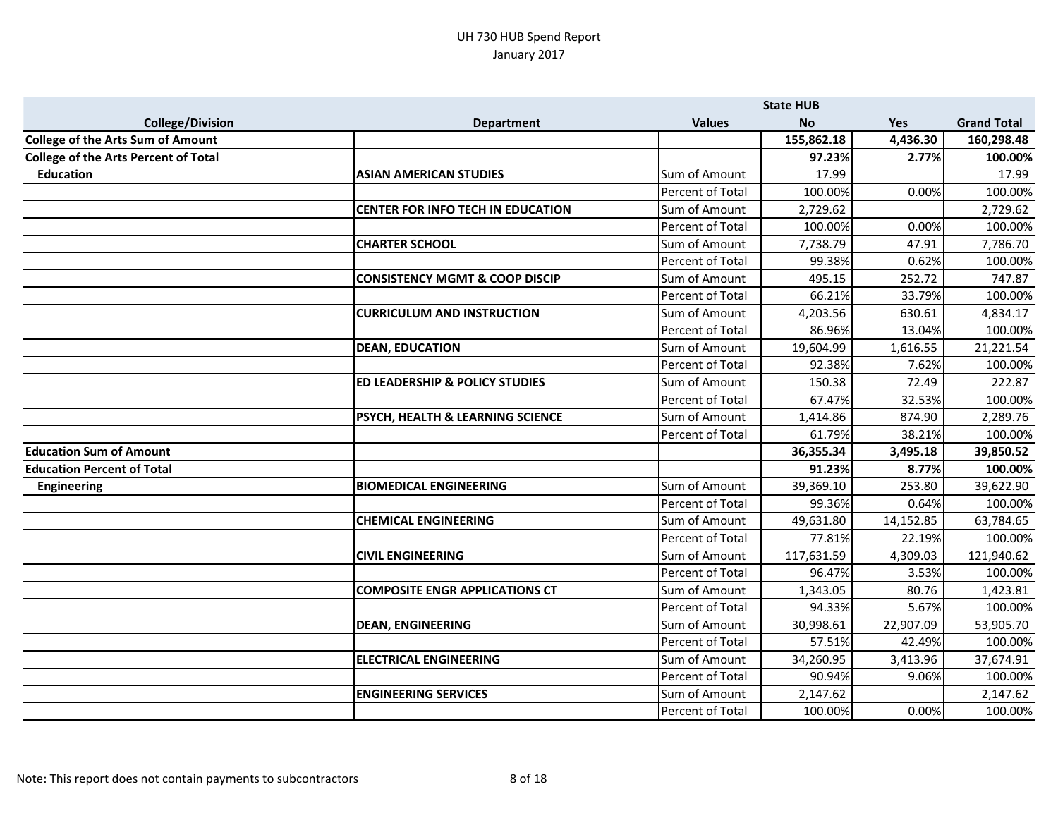UH 730 HUB Spend Report
January 2017

| College/Division | Department | Values | State HUB No | Yes | Grand Total |
|---|---|---|---|---|---|
| **College of the Arts Sum of Amount** | | | **155,862.18** | **4,436.30** | **160,298.48** |
| **College of the Arts Percent of Total** | | | **97.23%** | **2.77%** | **100.00%** |
| **Education** | **ASIAN AMERICAN STUDIES** | Sum of Amount | 17.99 | | 17.99 |
| | | Percent of Total | 100.00% | 0.00% | 100.00% |
| | **CENTER FOR INFO TECH IN EDUCATION** | Sum of Amount | 2,729.62 | | 2,729.62 |
| | | Percent of Total | 100.00% | 0.00% | 100.00% |
| | **CHARTER SCHOOL** | Sum of Amount | 7,738.79 | 47.91 | 7,786.70 |
| | | Percent of Total | 99.38% | 0.62% | 100.00% |
| | **CONSISTENCY MGMT & COOP DISCIP** | Sum of Amount | 495.15 | 252.72 | 747.87 |
| | | Percent of Total | 66.21% | 33.79% | 100.00% |
| | **CURRICULUM AND INSTRUCTION** | Sum of Amount | 4,203.56 | 630.61 | 4,834.17 |
| | | Percent of Total | 86.96% | 13.04% | 100.00% |
| | **DEAN, EDUCATION** | Sum of Amount | 19,604.99 | 1,616.55 | 21,221.54 |
| | | Percent of Total | 92.38% | 7.62% | 100.00% |
| | **ED LEADERSHIP & POLICY STUDIES** | Sum of Amount | 150.38 | 72.49 | 222.87 |
| | | Percent of Total | 67.47% | 32.53% | 100.00% |
| | **PSYCH, HEALTH & LEARNING SCIENCE** | Sum of Amount | 1,414.86 | 874.90 | 2,289.76 |
| | | Percent of Total | 61.79% | 38.21% | 100.00% |
| **Education Sum of Amount** | | | **36,355.34** | **3,495.18** | **39,850.52** |
| **Education Percent of Total** | | | **91.23%** | **8.77%** | **100.00%** |
| **Engineering** | **BIOMEDICAL ENGINEERING** | Sum of Amount | 39,369.10 | 253.80 | 39,622.90 |
| | | Percent of Total | 99.36% | 0.64% | 100.00% |
| | **CHEMICAL ENGINEERING** | Sum of Amount | 49,631.80 | 14,152.85 | 63,784.65 |
| | | Percent of Total | 77.81% | 22.19% | 100.00% |
| | **CIVIL ENGINEERING** | Sum of Amount | 117,631.59 | 4,309.03 | 121,940.62 |
| | | Percent of Total | 96.47% | 3.53% | 100.00% |
| | **COMPOSITE ENGR APPLICATIONS CT** | Sum of Amount | 1,343.05 | 80.76 | 1,423.81 |
| | | Percent of Total | 94.33% | 5.67% | 100.00% |
| | **DEAN, ENGINEERING** | Sum of Amount | 30,998.61 | 22,907.09 | 53,905.70 |
| | | Percent of Total | 57.51% | 42.49% | 100.00% |
| | **ELECTRICAL ENGINEERING** | Sum of Amount | 34,260.95 | 3,413.96 | 37,674.91 |
| | | Percent of Total | 90.94% | 9.06% | 100.00% |
| | **ENGINEERING SERVICES** | Sum of Amount | 2,147.62 | | 2,147.62 |
| | | Percent of Total | 100.00% | 0.00% | 100.00% |

Note: This report does not contain payments to subcontractors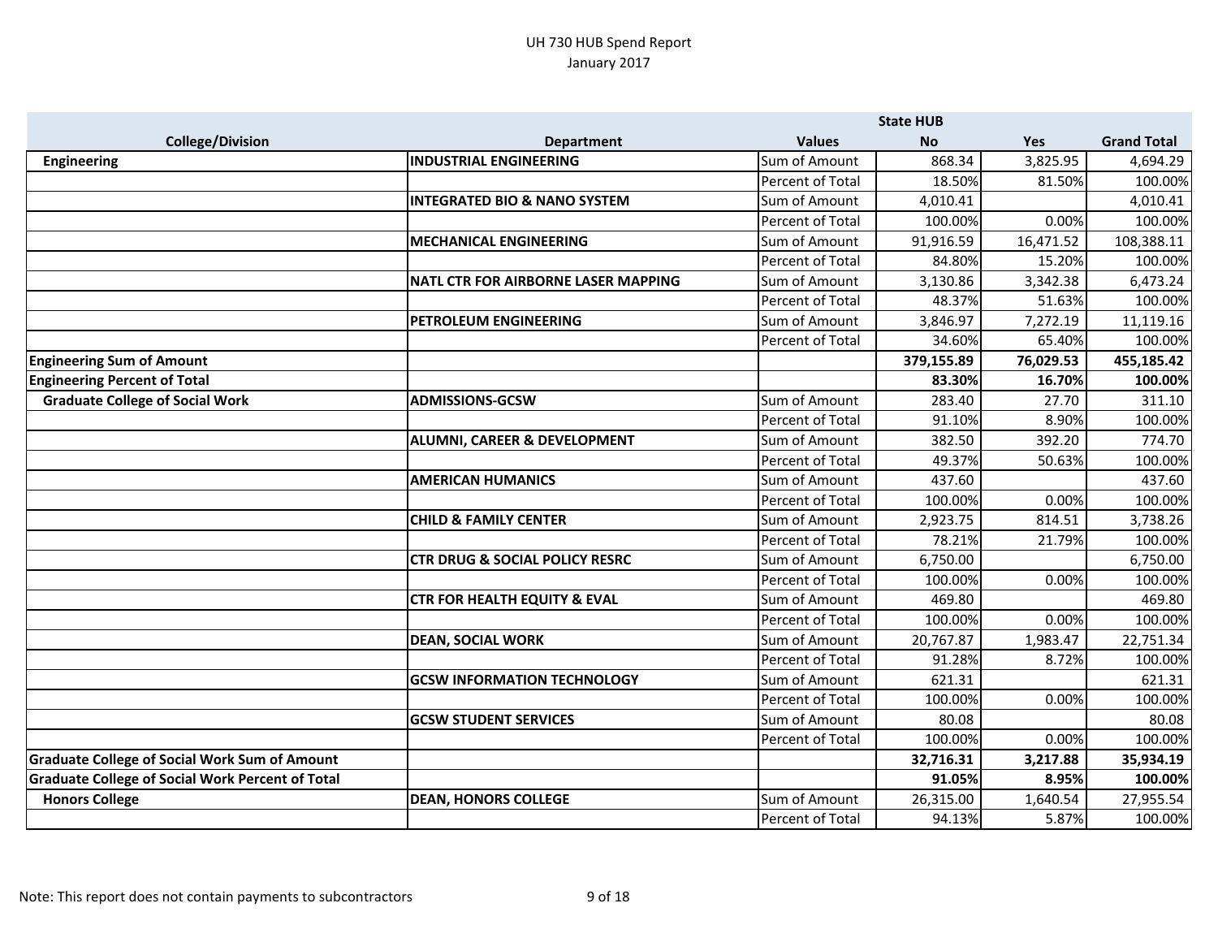# UH 730 HUB Spend Report

January 2017

| College/Division | Department | Values | State HUB No | Yes | Grand Total |
|---|---|---|---|---|---|
| **Engineering** | **INDUSTRIAL ENGINEERING** | Sum of Amount | 868.34 | 3,825.95 | 4,694.29 |
| | | Percent of Total | 18.50% | 81.50% | 100.00% |
| | **INTEGRATED BIO & NANO SYSTEM** | Sum of Amount | 4,010.41 | | 4,010.41 |
| | | Percent of Total | 100.00% | 0.00% | 100.00% |
| | **MECHANICAL ENGINEERING** | Sum of Amount | 91,916.59 | 16,471.52 | 108,388.11 |
| | | Percent of Total | 84.80% | 15.20% | 100.00% |
| | **NATL CTR FOR AIRBORNE LASER MAPPING** | Sum of Amount | 3,130.86 | 3,342.38 | 6,473.24 |
| | | Percent of Total | 48.37% | 51.63% | 100.00% |
| | **PETROLEUM ENGINEERING** | Sum of Amount | 3,846.97 | 7,272.19 | 11,119.16 |
| | | Percent of Total | 34.60% | 65.40% | 100.00% |
| **Engineering Sum of Amount** | | | **379,155.89** | **76,029.53** | **455,185.42** |
| **Engineering Percent of Total** | | | **83.30%** | **16.70%** | **100.00%** |
| **Graduate College of Social Work** | **ADMISSIONS-GCSW** | Sum of Amount | 283.40 | 27.70 | 311.10 |
| | | Percent of Total | 91.10% | 8.90% | 100.00% |
| | **ALUMNI, CAREER & DEVELOPMENT** | Sum of Amount | 382.50 | 392.20 | 774.70 |
| | | Percent of Total | 49.37% | 50.63% | 100.00% |
| | **AMERICAN HUMANICS** | Sum of Amount | 437.60 | | 437.60 |
| | | Percent of Total | 100.00% | 0.00% | 100.00% |
| | **CHILD & FAMILY CENTER** | Sum of Amount | 2,923.75 | 814.51 | 3,738.26 |
| | | Percent of Total | 78.21% | 21.79% | 100.00% |
| | **CTR DRUG & SOCIAL POLICY RESRC** | Sum of Amount | 6,750.00 | | 6,750.00 |
| | | Percent of Total | 100.00% | 0.00% | 100.00% |
| | **CTR FOR HEALTH EQUITY & EVAL** | Sum of Amount | 469.80 | | 469.80 |
| | | Percent of Total | 100.00% | 0.00% | 100.00% |
| | **DEAN, SOCIAL WORK** | Sum of Amount | 20,767.87 | 1,983.47 | 22,751.34 |
| | | Percent of Total | 91.28% | 8.72% | 100.00% |
| | **GCSW INFORMATION TECHNOLOGY** | Sum of Amount | 621.31 | | 621.31 |
| | | Percent of Total | 100.00% | 0.00% | 100.00% |
| | **GCSW STUDENT SERVICES** | Sum of Amount | 80.08 | | 80.08 |
| | | Percent of Total | 100.00% | 0.00% | 100.00% |
| **Graduate College of Social Work Sum of Amount** | | | **32,716.31** | **3,217.88** | **35,934.19** |
| **Graduate College of Social Work Percent of Total** | | | **91.05%** | **8.95%** | **100.00%** |
| **Honors College** | **DEAN, HONORS COLLEGE** | Sum of Amount | 26,315.00 | 1,640.54 | 27,955.54 |
| | | Percent of Total | 94.13% | 5.87% | 100.00% |

Note: This report does not contain payments to subcontractors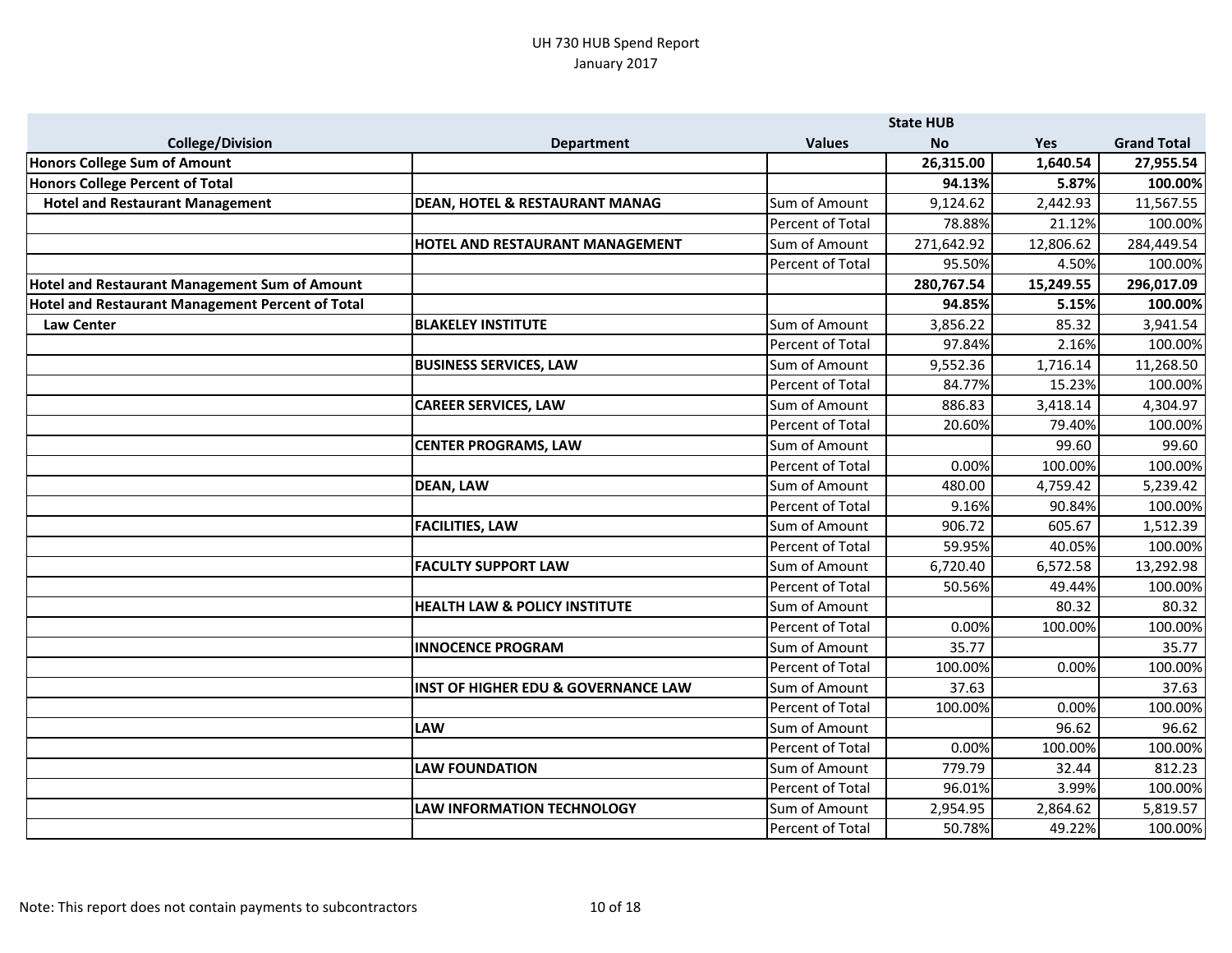UH 730 HUB Spend Report
January 2017

| College/Division | Department | Values | State HUB | | |
|---|---|---|---|---|---|
| | | | No | Yes | Grand Total |
| **Honors College Sum of Amount** | | | **26,315.00** | **1,640.54** | **27,955.54** |
| **Honors College Percent of Total** | | | **94.13%** | **5.87%** | **100.00%** |
| **Hotel and Restaurant Management** | **DEAN, HOTEL & RESTAURANT MANAG** | Sum of Amount | 9,124.62 | 2,442.93 | 11,567.55 |
| | | Percent of Total | 78.88% | 21.12% | 100.00% |
| | **HOTEL AND RESTAURANT MANAGEMENT** | Sum of Amount | 271,642.92 | 12,806.62 | 284,449.54 |
| | | Percent of Total | 95.50% | 4.50% | 100.00% |
| **Hotel and Restaurant Management Sum of Amount** | | | **280,767.54** | **15,249.55** | **296,017.09** |
| **Hotel and Restaurant Management Percent of Total** | | | **94.85%** | **5.15%** | **100.00%** |
| **Law Center** | **BLAKELEY INSTITUTE** | Sum of Amount | 3,856.22 | 85.32 | 3,941.54 |
| | | Percent of Total | 97.84% | 2.16% | 100.00% |
| | **BUSINESS SERVICES, LAW** | Sum of Amount | 9,552.36 | 1,716.14 | 11,268.50 |
| | | Percent of Total | 84.77% | 15.23% | 100.00% |
| | **CAREER SERVICES, LAW** | Sum of Amount | 886.83 | 3,418.14 | 4,304.97 |
| | | Percent of Total | 20.60% | 79.40% | 100.00% |
| | **CENTER PROGRAMS, LAW** | Sum of Amount | | 99.60 | 99.60 |
| | | Percent of Total | 0.00% | 100.00% | 100.00% |
| | **DEAN, LAW** | Sum of Amount | 480.00 | 4,759.42 | 5,239.42 |
| | | Percent of Total | 9.16% | 90.84% | 100.00% |
| | **FACILITIES, LAW** | Sum of Amount | 906.72 | 605.67 | 1,512.39 |
| | | Percent of Total | 59.95% | 40.05% | 100.00% |
| | **FACULTY SUPPORT LAW** | Sum of Amount | 6,720.40 | 6,572.58 | 13,292.98 |
| | | Percent of Total | 50.56% | 49.44% | 100.00% |
| | **HEALTH LAW & POLICY INSTITUTE** | Sum of Amount | | 80.32 | 80.32 |
| | | Percent of Total | 0.00% | 100.00% | 100.00% |
| | **INNOCENCE PROGRAM** | Sum of Amount | 35.77 | | 35.77 |
| | | Percent of Total | 100.00% | 0.00% | 100.00% |
| | **INST OF HIGHER EDU & GOVERNANCE LAW** | Sum of Amount | 37.63 | | 37.63 |
| | | Percent of Total | 100.00% | 0.00% | 100.00% |
| | **LAW** | Sum of Amount | | 96.62 | 96.62 |
| | | Percent of Total | 0.00% | 100.00% | 100.00% |
| | **LAW FOUNDATION** | Sum of Amount | 779.79 | 32.44 | 812.23 |
| | | Percent of Total | 96.01% | 3.99% | 100.00% |
| | **LAW INFORMATION TECHNOLOGY** | Sum of Amount | 2,954.95 | 2,864.62 | 5,819.57 |
| | | Percent of Total | 50.78% | 49.22% | 100.00% |

Note: This report does not contain payments to subcontractors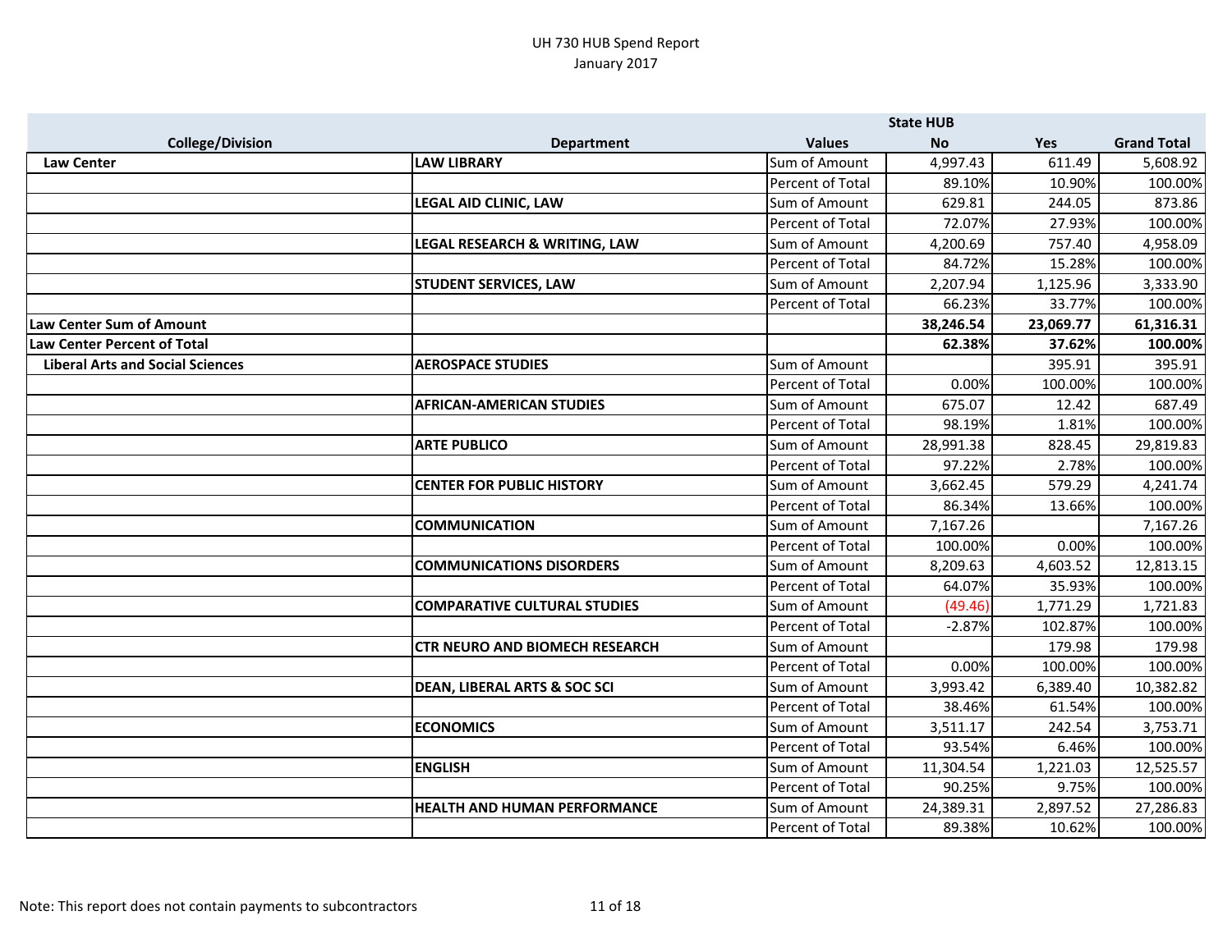UH 730 HUB Spend Report
January 2017

| College/Division | Department | Values | State HUB No | Yes | Grand Total |
|---|---|---|---|---|---|
| **Law Center** | **LAW LIBRARY** | Sum of Amount | 4,997.43 | 611.49 | 5,608.92 |
| | | Percent of Total | 89.10% | 10.90% | 100.00% |
| | **LEGAL AID CLINIC, LAW** | Sum of Amount | 629.81 | 244.05 | 873.86 |
| | | Percent of Total | 72.07% | 27.93% | 100.00% |
| | **LEGAL RESEARCH & WRITING, LAW** | Sum of Amount | 4,200.69 | 757.40 | 4,958.09 |
| | | Percent of Total | 84.72% | 15.28% | 100.00% |
| | **STUDENT SERVICES, LAW** | Sum of Amount | 2,207.94 | 1,125.96 | 3,333.90 |
| | | Percent of Total | 66.23% | 33.77% | 100.00% |
| **Law Center Sum of Amount** | | | **38,246.54** | **23,069.77** | **61,316.31** |
| **Law Center Percent of Total** | | | **62.38%** | **37.62%** | **100.00%** |
| **Liberal Arts and Social Sciences** | **AEROSPACE STUDIES** | Sum of Amount | | 395.91 | 395.91 |
| | | Percent of Total | 0.00% | 100.00% | 100.00% |
| | **AFRICAN-AMERICAN STUDIES** | Sum of Amount | 675.07 | 12.42 | 687.49 |
| | | Percent of Total | 98.19% | 1.81% | 100.00% |
| | **ARTE PUBLICO** | Sum of Amount | 28,991.38 | 828.45 | 29,819.83 |
| | | Percent of Total | 97.22% | 2.78% | 100.00% |
| | **CENTER FOR PUBLIC HISTORY** | Sum of Amount | 3,662.45 | 579.29 | 4,241.74 |
| | | Percent of Total | 86.34% | 13.66% | 100.00% |
| | **COMMUNICATION** | Sum of Amount | 7,167.26 | | 7,167.26 |
| | | Percent of Total | 100.00% | 0.00% | 100.00% |
| | **COMMUNICATIONS DISORDERS** | Sum of Amount | 8,209.63 | 4,603.52 | 12,813.15 |
| | | Percent of Total | 64.07% | 35.93% | 100.00% |
| | **COMPARATIVE CULTURAL STUDIES** | Sum of Amount | (49.46) | 1,771.29 | 1,721.83 |
| | | Percent of Total | -2.87% | 102.87% | 100.00% |
| | **CTR NEURO AND BIOMECH RESEARCH** | Sum of Amount | | 179.98 | 179.98 |
| | | Percent of Total | 0.00% | 100.00% | 100.00% |
| | **DEAN, LIBERAL ARTS & SOC SCI** | Sum of Amount | 3,993.42 | 6,389.40 | 10,382.82 |
| | | Percent of Total | 38.46% | 61.54% | 100.00% |
| | **ECONOMICS** | Sum of Amount | 3,511.17 | 242.54 | 3,753.71 |
| | | Percent of Total | 93.54% | 6.46% | 100.00% |
| | **ENGLISH** | Sum of Amount | 11,304.54 | 1,221.03 | 12,525.57 |
| | | Percent of Total | 90.25% | 9.75% | 100.00% |
| | **HEALTH AND HUMAN PERFORMANCE** | Sum of Amount | 24,389.31 | 2,897.52 | 27,286.83 |
| | | Percent of Total | 89.38% | 10.62% | 100.00% |

Note: This report does not contain payments to subcontractors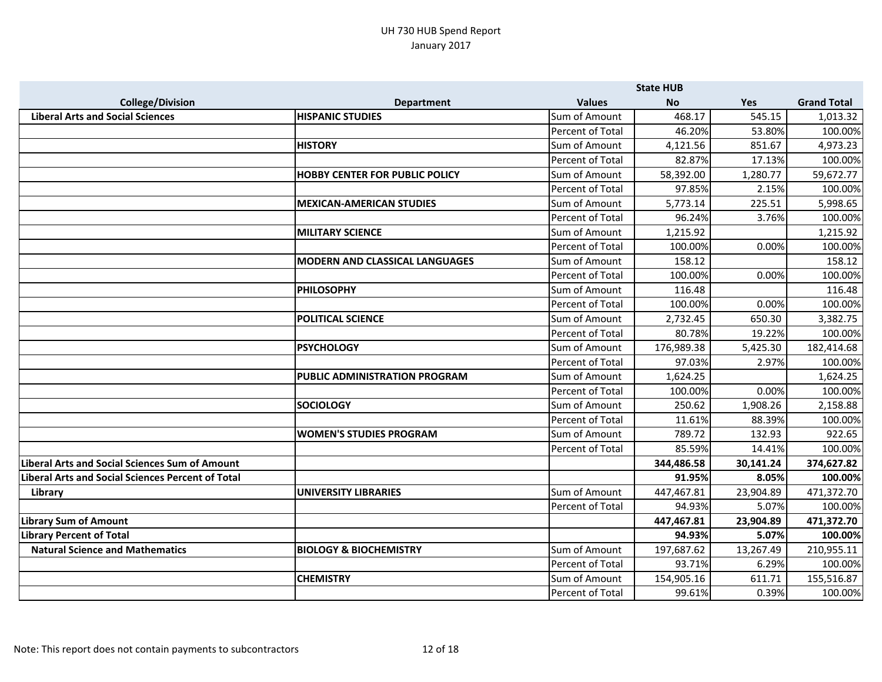# UH 730 HUB Spend Report
January 2017

| College/Division | Department | Values | State HUB No | Yes | Grand Total |
|---|---|---|---|---|---|
| Liberal Arts and Social Sciences | **HISPANIC STUDIES** | Sum of Amount | 468.17 | 545.15 | 1,013.32 |
| | | Percent of Total | 46.20% | 53.80% | 100.00% |
| | **HISTORY** | Sum of Amount | 4,121.56 | 851.67 | 4,973.23 |
| | | Percent of Total | 82.87% | 17.13% | 100.00% |
| | **HOBBY CENTER FOR PUBLIC POLICY** | Sum of Amount | 58,392.00 | 1,280.77 | 59,672.77 |
| | | Percent of Total | 97.85% | 2.15% | 100.00% |
| | **MEXICAN-AMERICAN STUDIES** | Sum of Amount | 5,773.14 | 225.51 | 5,998.65 |
| | | Percent of Total | 96.24% | 3.76% | 100.00% |
| | **MILITARY SCIENCE** | Sum of Amount | 1,215.92 | | 1,215.92 |
| | | Percent of Total | 100.00% | 0.00% | 100.00% |
| | **MODERN AND CLASSICAL LANGUAGES** | Sum of Amount | 158.12 | | 158.12 |
| | | Percent of Total | 100.00% | 0.00% | 100.00% |
| | **PHILOSOPHY** | Sum of Amount | 116.48 | | 116.48 |
| | | Percent of Total | 100.00% | 0.00% | 100.00% |
| | **POLITICAL SCIENCE** | Sum of Amount | 2,732.45 | 650.30 | 3,382.75 |
| | | Percent of Total | 80.78% | 19.22% | 100.00% |
| | **PSYCHOLOGY** | Sum of Amount | 176,989.38 | 5,425.30 | 182,414.68 |
| | | Percent of Total | 97.03% | 2.97% | 100.00% |
| | **PUBLIC ADMINISTRATION PROGRAM** | Sum of Amount | 1,624.25 | | 1,624.25 |
| | | Percent of Total | 100.00% | 0.00% | 100.00% |
| | **SOCIOLOGY** | Sum of Amount | 250.62 | 1,908.26 | 2,158.88 |
| | | Percent of Total | 11.61% | 88.39% | 100.00% |
| | **WOMEN'S STUDIES PROGRAM** | Sum of Amount | 789.72 | 132.93 | 922.65 |
| | | Percent of Total | 85.59% | 14.41% | 100.00% |
| **Liberal Arts and Social Sciences Sum of Amount** | | | **344,486.58** | **30,141.24** | **374,627.82** |
| **Liberal Arts and Social Sciences Percent of Total** | | | **91.95%** | **8.05%** | **100.00%** |
| Library | **UNIVERSITY LIBRARIES** | Sum of Amount | 447,467.81 | 23,904.89 | 471,372.70 |
| | | Percent of Total | 94.93% | 5.07% | 100.00% |
| **Library Sum of Amount** | | | **447,467.81** | **23,904.89** | **471,372.70** |
| **Library Percent of Total** | | | **94.93%** | **5.07%** | **100.00%** |
| Natural Science and Mathematics | **BIOLOGY & BIOCHEMISTRY** | Sum of Amount | 197,687.62 | 13,267.49 | 210,955.11 |
| | | Percent of Total | 93.71% | 6.29% | 100.00% |
| | **CHEMISTRY** | Sum of Amount | 154,905.16 | 611.71 | 155,516.87 |
| | | Percent of Total | 99.61% | 0.39% | 100.00% |

Note: This report does not contain payments to subcontractors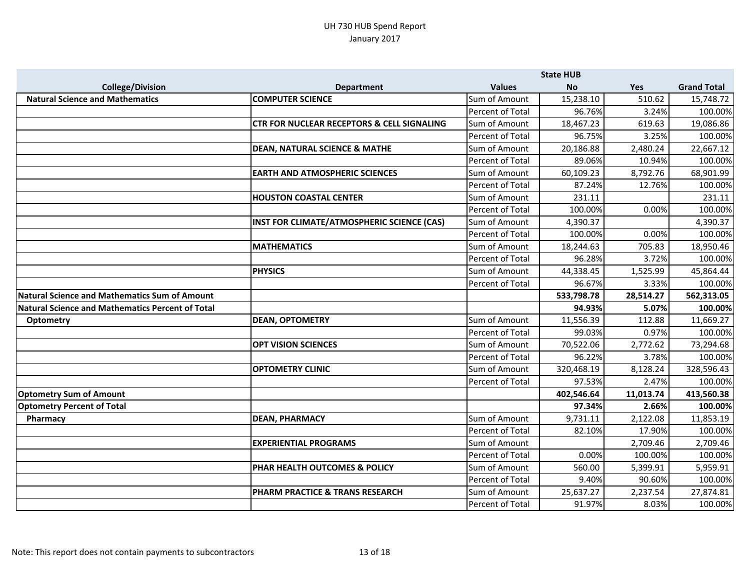UH 730 HUB Spend Report
January 2017

| | | | State HUB | | |
|---|---|---|---|---|---|
| **College/Division** | **Department** | **Values** | **No** | **Yes** | **Grand Total** |
| **Natural Science and Mathematics** | **COMPUTER SCIENCE** | Sum of Amount | 15,238.10 | 510.62 | 15,748.72 |
| | | Percent of Total | 96.76% | 3.24% | 100.00% |
| | **CTR FOR NUCLEAR RECEPTORS & CELL SIGNALING** | Sum of Amount | 18,467.23 | 619.63 | 19,086.86 |
| | | Percent of Total | 96.75% | 3.25% | 100.00% |
| | **DEAN, NATURAL SCIENCE & MATHE** | Sum of Amount | 20,186.88 | 2,480.24 | 22,667.12 |
| | | Percent of Total | 89.06% | 10.94% | 100.00% |
| | **EARTH AND ATMOSPHERIC SCIENCES** | Sum of Amount | 60,109.23 | 8,792.76 | 68,901.99 |
| | | Percent of Total | 87.24% | 12.76% | 100.00% |
| | **HOUSTON COASTAL CENTER** | Sum of Amount | 231.11 | | 231.11 |
| | | Percent of Total | 100.00% | 0.00% | 100.00% |
| | **INST FOR CLIMATE/ATMOSPHERIC SCIENCE (CAS)** | Sum of Amount | 4,390.37 | | 4,390.37 |
| | | Percent of Total | 100.00% | 0.00% | 100.00% |
| | **MATHEMATICS** | Sum of Amount | 18,244.63 | 705.83 | 18,950.46 |
| | | Percent of Total | 96.28% | 3.72% | 100.00% |
| | **PHYSICS** | Sum of Amount | 44,338.45 | 1,525.99 | 45,864.44 |
| | | Percent of Total | 96.67% | 3.33% | 100.00% |
| **Natural Science and Mathematics Sum of Amount** | | | **533,798.78** | **28,514.27** | **562,313.05** |
| **Natural Science and Mathematics Percent of Total** | | | **94.93%** | **5.07%** | **100.00%** |
| **Optometry** | **DEAN, OPTOMETRY** | Sum of Amount | 11,556.39 | 112.88 | 11,669.27 |
| | | Percent of Total | 99.03% | 0.97% | 100.00% |
| | **OPT VISION SCIENCES** | Sum of Amount | 70,522.06 | 2,772.62 | 73,294.68 |
| | | Percent of Total | 96.22% | 3.78% | 100.00% |
| | **OPTOMETRY CLINIC** | Sum of Amount | 320,468.19 | 8,128.24 | 328,596.43 |
| | | Percent of Total | 97.53% | 2.47% | 100.00% |
| **Optometry Sum of Amount** | | | **402,546.64** | **11,013.74** | **413,560.38** |
| **Optometry Percent of Total** | | | **97.34%** | **2.66%** | **100.00%** |
| **Pharmacy** | **DEAN, PHARMACY** | Sum of Amount | 9,731.11 | 2,122.08 | 11,853.19 |
| | | Percent of Total | 82.10% | 17.90% | 100.00% |
| | **EXPERIENTIAL PROGRAMS** | Sum of Amount | | 2,709.46 | 2,709.46 |
| | | Percent of Total | 0.00% | 100.00% | 100.00% |
| | **PHAR HEALTH OUTCOMES & POLICY** | Sum of Amount | 560.00 | 5,399.91 | 5,959.91 |
| | | Percent of Total | 9.40% | 90.60% | 100.00% |
| | **PHARM PRACTICE & TRANS RESEARCH** | Sum of Amount | 25,637.27 | 2,237.54 | 27,874.81 |
| | | Percent of Total | 91.97% | 8.03% | 100.00% |

Note: This report does not contain payments to subcontractors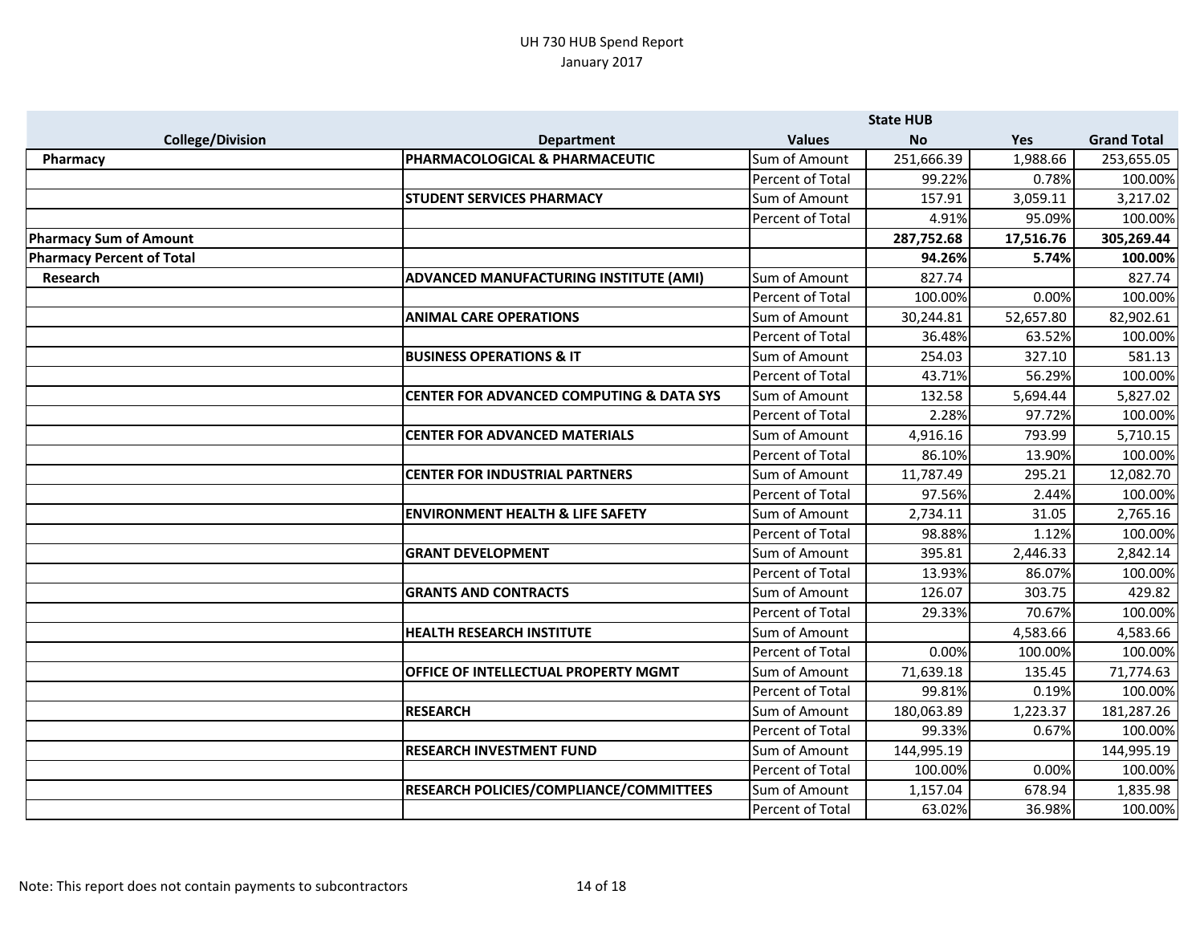UH 730 HUB Spend Report
January 2017

| College/Division | Department | Values | State HUB No | Yes | Grand Total |
|---|---|---|---|---|---|
| **Pharmacy** | **PHARMACOLOGICAL & PHARMACEUTIC** | Sum of Amount | 251,666.39 | 1,988.66 | 253,655.05 |
| | | Percent of Total | 99.22% | 0.78% | 100.00% |
| | **STUDENT SERVICES PHARMACY** | Sum of Amount | 157.91 | 3,059.11 | 3,217.02 |
| | | Percent of Total | 4.91% | 95.09% | 100.00% |
| **Pharmacy Sum of Amount** | | | **287,752.68** | **17,516.76** | **305,269.44** |
| **Pharmacy Percent of Total** | | | **94.26%** | **5.74%** | **100.00%** |
| **Research** | **ADVANCED MANUFACTURING INSTITUTE (AMI)** | Sum of Amount | 827.74 | | 827.74 |
| | | Percent of Total | 100.00% | 0.00% | 100.00% |
| | **ANIMAL CARE OPERATIONS** | Sum of Amount | 30,244.81 | 52,657.80 | 82,902.61 |
| | | Percent of Total | 36.48% | 63.52% | 100.00% |
| | **BUSINESS OPERATIONS & IT** | Sum of Amount | 254.03 | 327.10 | 581.13 |
| | | Percent of Total | 43.71% | 56.29% | 100.00% |
| | **CENTER FOR ADVANCED COMPUTING & DATA SYS** | Sum of Amount | 132.58 | 5,694.44 | 5,827.02 |
| | | Percent of Total | 2.28% | 97.72% | 100.00% |
| | **CENTER FOR ADVANCED MATERIALS** | Sum of Amount | 4,916.16 | 793.99 | 5,710.15 |
| | | Percent of Total | 86.10% | 13.90% | 100.00% |
| | **CENTER FOR INDUSTRIAL PARTNERS** | Sum of Amount | 11,787.49 | 295.21 | 12,082.70 |
| | | Percent of Total | 97.56% | 2.44% | 100.00% |
| | **ENVIRONMENT HEALTH & LIFE SAFETY** | Sum of Amount | 2,734.11 | 31.05 | 2,765.16 |
| | | Percent of Total | 98.88% | 1.12% | 100.00% |
| | **GRANT DEVELOPMENT** | Sum of Amount | 395.81 | 2,446.33 | 2,842.14 |
| | | Percent of Total | 13.93% | 86.07% | 100.00% |
| | **GRANTS AND CONTRACTS** | Sum of Amount | 126.07 | 303.75 | 429.82 |
| | | Percent of Total | 29.33% | 70.67% | 100.00% |
| | **HEALTH RESEARCH INSTITUTE** | Sum of Amount | | 4,583.66 | 4,583.66 |
| | | Percent of Total | 0.00% | 100.00% | 100.00% |
| | **OFFICE OF INTELLECTUAL PROPERTY MGMT** | Sum of Amount | 71,639.18 | 135.45 | 71,774.63 |
| | | Percent of Total | 99.81% | 0.19% | 100.00% |
| | **RESEARCH** | Sum of Amount | 180,063.89 | 1,223.37 | 181,287.26 |
| | | Percent of Total | 99.33% | 0.67% | 100.00% |
| | **RESEARCH INVESTMENT FUND** | Sum of Amount | 144,995.19 | | 144,995.19 |
| | | Percent of Total | 100.00% | 0.00% | 100.00% |
| | **RESEARCH POLICIES/COMPLIANCE/COMMITTEES** | Sum of Amount | 1,157.04 | 678.94 | 1,835.98 |
| | | Percent of Total | 63.02% | 36.98% | 100.00% |

Note: This report does not contain payments to subcontractors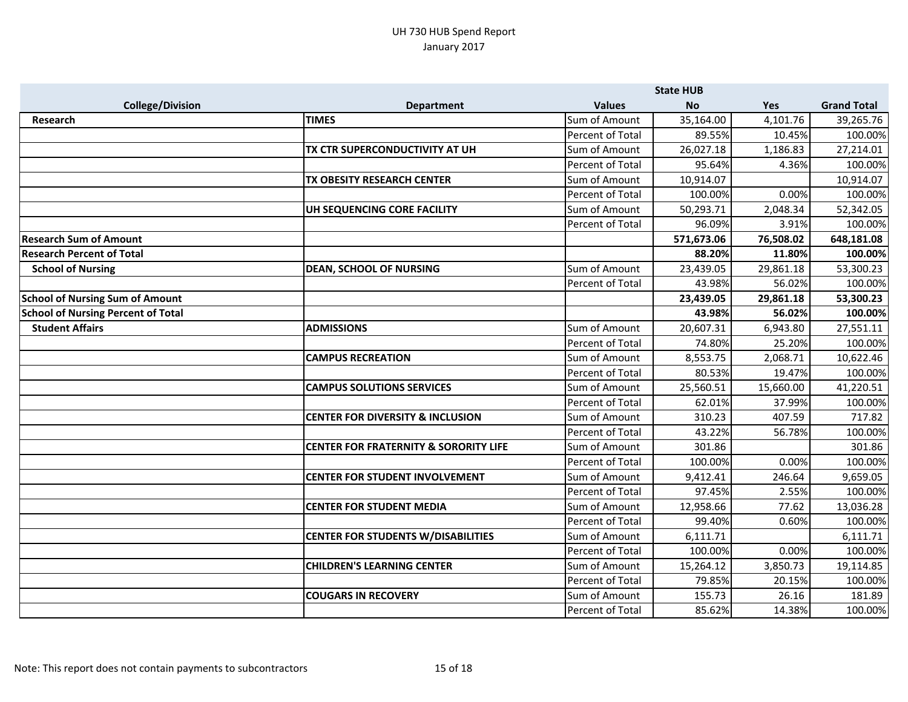UH 730 HUB Spend Report
January 2017

| College/Division | Department | Values | State HUB No | Yes | Grand Total |
|---|---|---|---|---|---|
| Research | **TIMES** | Sum of Amount | 35,164.00 | 4,101.76 | 39,265.76 |
| | | Percent of Total | 89.55% | 10.45% | 100.00% |
| | **TX CTR SUPERCONDUCTIVITY AT UH** | Sum of Amount | 26,027.18 | 1,186.83 | 27,214.01 |
| | | Percent of Total | 95.64% | 4.36% | 100.00% |
| | **TX OBESITY RESEARCH CENTER** | Sum of Amount | 10,914.07 | | 10,914.07 |
| | | Percent of Total | 100.00% | 0.00% | 100.00% |
| | **UH SEQUENCING CORE FACILITY** | Sum of Amount | 50,293.71 | 2,048.34 | 52,342.05 |
| | | Percent of Total | 96.09% | 3.91% | 100.00% |
| **Research Sum of Amount** | | | **571,673.06** | **76,508.02** | **648,181.08** |
| **Research Percent of Total** | | | **88.20%** | **11.80%** | **100.00%** |
| **School of Nursing** | **DEAN, SCHOOL OF NURSING** | Sum of Amount | 23,439.05 | 29,861.18 | 53,300.23 |
| | | Percent of Total | 43.98% | 56.02% | 100.00% |
| **School of Nursing Sum of Amount** | | | **23,439.05** | **29,861.18** | **53,300.23** |
| **School of Nursing Percent of Total** | | | **43.98%** | **56.02%** | **100.00%** |
| **Student Affairs** | **ADMISSIONS** | Sum of Amount | 20,607.31 | 6,943.80 | 27,551.11 |
| | | Percent of Total | 74.80% | 25.20% | 100.00% |
| | **CAMPUS RECREATION** | Sum of Amount | 8,553.75 | 2,068.71 | 10,622.46 |
| | | Percent of Total | 80.53% | 19.47% | 100.00% |
| | **CAMPUS SOLUTIONS SERVICES** | Sum of Amount | 25,560.51 | 15,660.00 | 41,220.51 |
| | | Percent of Total | 62.01% | 37.99% | 100.00% |
| | **CENTER FOR DIVERSITY & INCLUSION** | Sum of Amount | 310.23 | 407.59 | 717.82 |
| | | Percent of Total | 43.22% | 56.78% | 100.00% |
| | **CENTER FOR FRATERNITY & SORORITY LIFE** | Sum of Amount | 301.86 | | 301.86 |
| | | Percent of Total | 100.00% | 0.00% | 100.00% |
| | **CENTER FOR STUDENT INVOLVEMENT** | Sum of Amount | 9,412.41 | 246.64 | 9,659.05 |
| | | Percent of Total | 97.45% | 2.55% | 100.00% |
| | **CENTER FOR STUDENT MEDIA** | Sum of Amount | 12,958.66 | 77.62 | 13,036.28 |
| | | Percent of Total | 99.40% | 0.60% | 100.00% |
| | **CENTER FOR STUDENTS W/DISABILITIES** | Sum of Amount | 6,111.71 | | 6,111.71 |
| | | Percent of Total | 100.00% | 0.00% | 100.00% |
| | **CHILDREN'S LEARNING CENTER** | Sum of Amount | 15,264.12 | 3,850.73 | 19,114.85 |
| | | Percent of Total | 79.85% | 20.15% | 100.00% |
| | **COUGARS IN RECOVERY** | Sum of Amount | 155.73 | 26.16 | 181.89 |
| | | Percent of Total | 85.62% | 14.38% | 100.00% |

Note: This report does not contain payments to subcontractors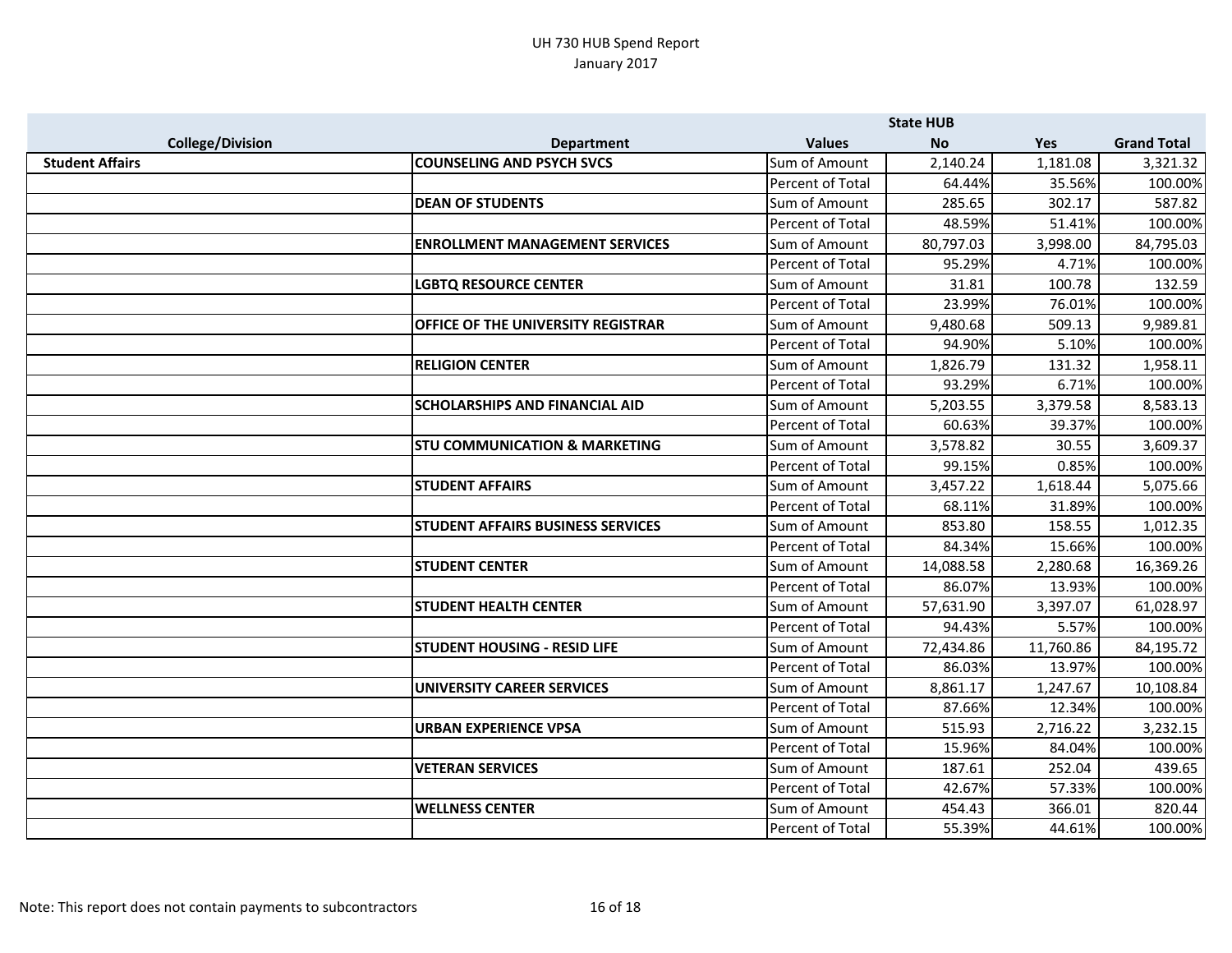UH 730 HUB Spend Report
January 2017

| College/Division | Department | Values | State HUB No | Yes | Grand Total |
|---|---|---|---|---|---|
| **Student Affairs** | **COUNSELING AND PSYCH SVCS** | Sum of Amount | 2,140.24 | 1,181.08 | 3,321.32 |
| | | Percent of Total | 64.44% | 35.56% | 100.00% |
| | **DEAN OF STUDENTS** | Sum of Amount | 285.65 | 302.17 | 587.82 |
| | | Percent of Total | 48.59% | 51.41% | 100.00% |
| | **ENROLLMENT MANAGEMENT SERVICES** | Sum of Amount | 80,797.03 | 3,998.00 | 84,795.03 |
| | | Percent of Total | 95.29% | 4.71% | 100.00% |
| | **LGBTQ RESOURCE CENTER** | Sum of Amount | 31.81 | 100.78 | 132.59 |
| | | Percent of Total | 23.99% | 76.01% | 100.00% |
| | **OFFICE OF THE UNIVERSITY REGISTRAR** | Sum of Amount | 9,480.68 | 509.13 | 9,989.81 |
| | | Percent of Total | 94.90% | 5.10% | 100.00% |
| | **RELIGION CENTER** | Sum of Amount | 1,826.79 | 131.32 | 1,958.11 |
| | | Percent of Total | 93.29% | 6.71% | 100.00% |
| | **SCHOLARSHIPS AND FINANCIAL AID** | Sum of Amount | 5,203.55 | 3,379.58 | 8,583.13 |
| | | Percent of Total | 60.63% | 39.37% | 100.00% |
| | **STU COMMUNICATION & MARKETING** | Sum of Amount | 3,578.82 | 30.55 | 3,609.37 |
| | | Percent of Total | 99.15% | 0.85% | 100.00% |
| | **STUDENT AFFAIRS** | Sum of Amount | 3,457.22 | 1,618.44 | 5,075.66 |
| | | Percent of Total | 68.11% | 31.89% | 100.00% |
| | **STUDENT AFFAIRS BUSINESS SERVICES** | Sum of Amount | 853.80 | 158.55 | 1,012.35 |
| | | Percent of Total | 84.34% | 15.66% | 100.00% |
| | **STUDENT CENTER** | Sum of Amount | 14,088.58 | 2,280.68 | 16,369.26 |
| | | Percent of Total | 86.07% | 13.93% | 100.00% |
| | **STUDENT HEALTH CENTER** | Sum of Amount | 57,631.90 | 3,397.07 | 61,028.97 |
| | | Percent of Total | 94.43% | 5.57% | 100.00% |
| | **STUDENT HOUSING - RESID LIFE** | Sum of Amount | 72,434.86 | 11,760.86 | 84,195.72 |
| | | Percent of Total | 86.03% | 13.97% | 100.00% |
| | **UNIVERSITY CAREER SERVICES** | Sum of Amount | 8,861.17 | 1,247.67 | 10,108.84 |
| | | Percent of Total | 87.66% | 12.34% | 100.00% |
| | **URBAN EXPERIENCE VPSA** | Sum of Amount | 515.93 | 2,716.22 | 3,232.15 |
| | | Percent of Total | 15.96% | 84.04% | 100.00% |
| | **VETERAN SERVICES** | Sum of Amount | 187.61 | 252.04 | 439.65 |
| | | Percent of Total | 42.67% | 57.33% | 100.00% |
| | **WELLNESS CENTER** | Sum of Amount | 454.43 | 366.01 | 820.44 |
| | | Percent of Total | 55.39% | 44.61% | 100.00% |

Note: This report does not contain payments to subcontractors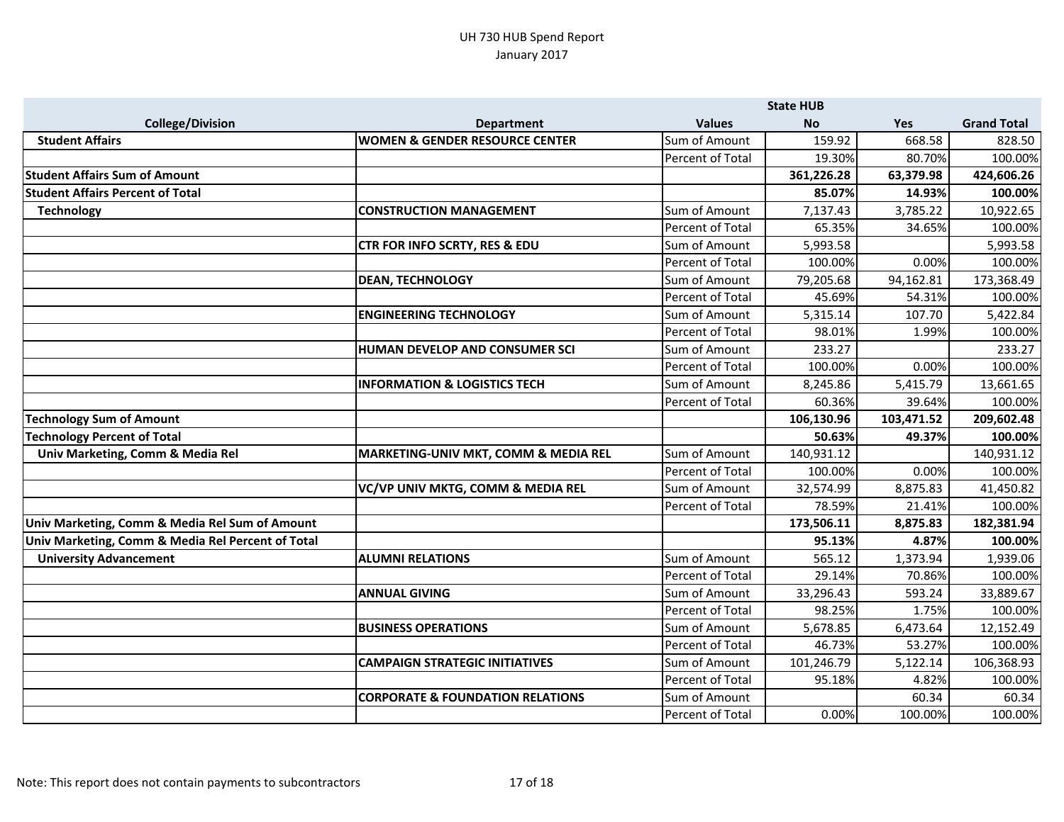UH 730 HUB Spend Report
January 2017

| College/Division | Department | Values | State HUB No | Yes | Grand Total |
|---|---|---|---|---|---|
| **Student Affairs** | **WOMEN & GENDER RESOURCE CENTER** | Sum of Amount | 159.92 | 668.58 | 828.50 |
| | | Percent of Total | 19.30% | 80.70% | 100.00% |
| **Student Affairs Sum of Amount** | | | **361,226.28** | **63,379.98** | **424,606.26** |
| **Student Affairs Percent of Total** | | | **85.07%** | **14.93%** | **100.00%** |
| **Technology** | **CONSTRUCTION MANAGEMENT** | Sum of Amount | 7,137.43 | 3,785.22 | 10,922.65 |
| | | Percent of Total | 65.35% | 34.65% | 100.00% |
| | **CTR FOR INFO SCRTY, RES & EDU** | Sum of Amount | 5,993.58 | | 5,993.58 |
| | | Percent of Total | 100.00% | 0.00% | 100.00% |
| | **DEAN, TECHNOLOGY** | Sum of Amount | 79,205.68 | 94,162.81 | 173,368.49 |
| | | Percent of Total | 45.69% | 54.31% | 100.00% |
| | **ENGINEERING TECHNOLOGY** | Sum of Amount | 5,315.14 | 107.70 | 5,422.84 |
| | | Percent of Total | 98.01% | 1.99% | 100.00% |
| | **HUMAN DEVELOP AND CONSUMER SCI** | Sum of Amount | 233.27 | | 233.27 |
| | | Percent of Total | 100.00% | 0.00% | 100.00% |
| | **INFORMATION & LOGISTICS TECH** | Sum of Amount | 8,245.86 | 5,415.79 | 13,661.65 |
| | | Percent of Total | 60.36% | 39.64% | 100.00% |
| **Technology Sum of Amount** | | | **106,130.96** | **103,471.52** | **209,602.48** |
| **Technology Percent of Total** | | | **50.63%** | **49.37%** | **100.00%** |
| **Univ Marketing, Comm & Media Rel** | **MARKETING-UNIV MKT, COMM & MEDIA REL** | Sum of Amount | 140,931.12 | | 140,931.12 |
| | | Percent of Total | 100.00% | 0.00% | 100.00% |
| | **VC/VP UNIV MKTG, COMM & MEDIA REL** | Sum of Amount | 32,574.99 | 8,875.83 | 41,450.82 |
| | | Percent of Total | 78.59% | 21.41% | 100.00% |
| **Univ Marketing, Comm & Media Rel Sum of Amount** | | | **173,506.11** | **8,875.83** | **182,381.94** |
| **Univ Marketing, Comm & Media Rel Percent of Total** | | | **95.13%** | **4.87%** | **100.00%** |
| **University Advancement** | **ALUMNI RELATIONS** | Sum of Amount | 565.12 | 1,373.94 | 1,939.06 |
| | | Percent of Total | 29.14% | 70.86% | 100.00% |
| | **ANNUAL GIVING** | Sum of Amount | 33,296.43 | 593.24 | 33,889.67 |
| | | Percent of Total | 98.25% | 1.75% | 100.00% |
| | **BUSINESS OPERATIONS** | Sum of Amount | 5,678.85 | 6,473.64 | 12,152.49 |
| | | Percent of Total | 46.73% | 53.27% | 100.00% |
| | **CAMPAIGN STRATEGIC INITIATIVES** | Sum of Amount | 101,246.79 | 5,122.14 | 106,368.93 |
| | | Percent of Total | 95.18% | 4.82% | 100.00% |
| | **CORPORATE & FOUNDATION RELATIONS** | Sum of Amount | | 60.34 | 60.34 |
| | | Percent of Total | 0.00% | 100.00% | 100.00% |

Note: This report does not contain payments to subcontractors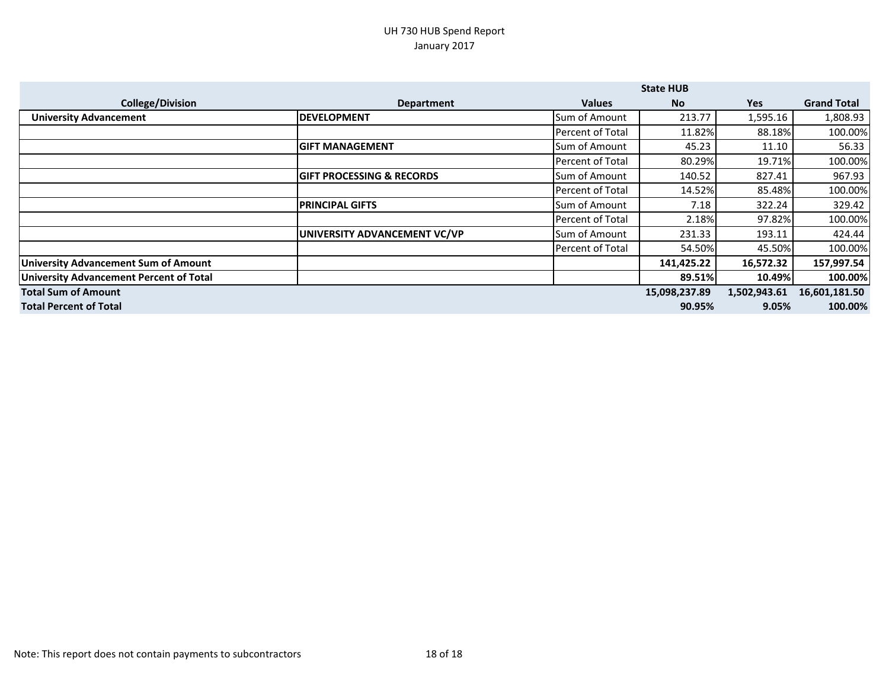UH 730 HUB Spend Report
January 2017

| | | | State HUB | | |
|---|---|---|---|---|---|
| **College/Division** | **Department** | **Values** | **No** | **Yes** | **Grand Total** |
| **University Advancement** | **DEVELOPMENT** | Sum of Amount | 213.77 | 1,595.16 | 1,808.93 |
| | | Percent of Total | 11.82% | 88.18% | 100.00% |
| | **GIFT MANAGEMENT** | Sum of Amount | 45.23 | 11.10 | 56.33 |
| | | Percent of Total | 80.29% | 19.71% | 100.00% |
| | **GIFT PROCESSING & RECORDS** | Sum of Amount | 140.52 | 827.41 | 967.93 |
| | | Percent of Total | 14.52% | 85.48% | 100.00% |
| | **PRINCIPAL GIFTS** | Sum of Amount | 7.18 | 322.24 | 329.42 |
| | | Percent of Total | 2.18% | 97.82% | 100.00% |
| | **UNIVERSITY ADVANCEMENT VC/VP** | Sum of Amount | 231.33 | 193.11 | 424.44 |
| | | Percent of Total | 54.50% | 45.50% | 100.00% |
| **University Advancement Sum of Amount** | | | **141,425.22** | **16,572.32** | **157,997.54** |
| **University Advancement Percent of Total** | | | **89.51%** | **10.49%** | **100.00%** |
| **Total Sum of Amount** | | | **15,098,237.89** | **1,502,943.61** | **16,601,181.50** |
| **Total Percent of Total** | | | **90.95%** | **9.05%** | **100.00%** |

Note: This report does not contain payments to subcontractors